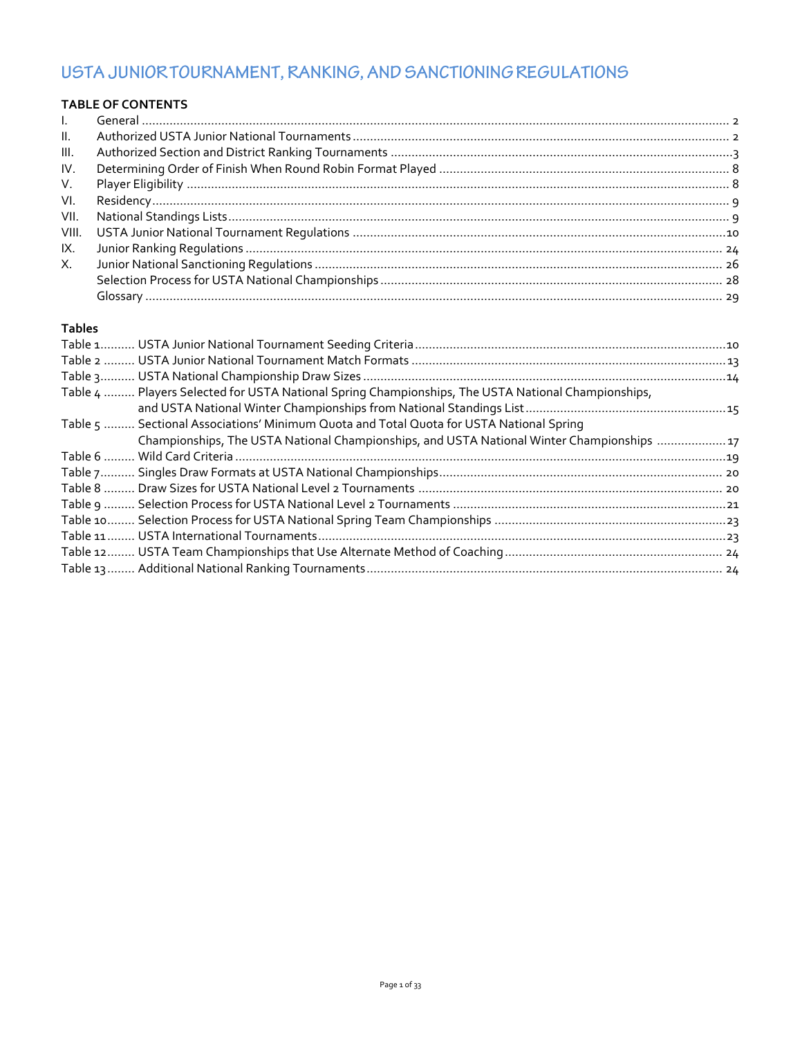# USTA JUNIOR TOURNAMENT, RANKING, AND SANCTIONING REGULATIONS

**TABLE OF CONTENTS**

| | | |
|---|---|---|
| I. | General | 2 |
| II. | Authorized USTA Junior National Tournaments | 2 |
| III. | Authorized Section and District Ranking Tournaments | 3 |
| IV. | Determining Order of Finish When Round Robin Format Played | 8 |
| V. | Player Eligibility | 8 |
| VI. | Residency | 9 |
| VII. | National Standings Lists | 9 |
| VIII. | USTA Junior National Tournament Regulations | 10 |
| IX. | Junior Ranking Regulations | 24 |
| X. | Junior National Sanctioning Regulations | 26 |
| | Selection Process for USTA National Championships | 28 |
| | Glossary | 29 |

**Tables**

| | | |
|---|---|---|
| Table 1 | USTA Junior National Tournament Seeding Criteria | 10 |
| Table 2 | USTA Junior National Tournament Match Formats | 13 |
| Table 3 | USTA National Championship Draw Sizes | 14 |
| Table 4 | Players Selected for USTA National Spring Championships, The USTA National Championships, and USTA National Winter Championships from National Standings List | 15 |
| Table 5 | Sectional Associations' Minimum Quota and Total Quota for USTA National Spring Championships, The USTA National Championships, and USTA National Winter Championships | 17 |
| Table 6 | Wild Card Criteria | 19 |
| Table 7 | Singles Draw Formats at USTA National Championships | 20 |
| Table 8 | Draw Sizes for USTA National Level 2 Tournaments | 20 |
| Table 9 | Selection Process for USTA National Level 2 Tournaments | 21 |
| Table 10 | Selection Process for USTA National Spring Team Championships | 23 |
| Table 11 | USTA International Tournaments | 23 |
| Table 12 | USTA Team Championships that Use Alternate Method of Coaching | 24 |
| Table 13 | Additional National Ranking Tournaments | 24 |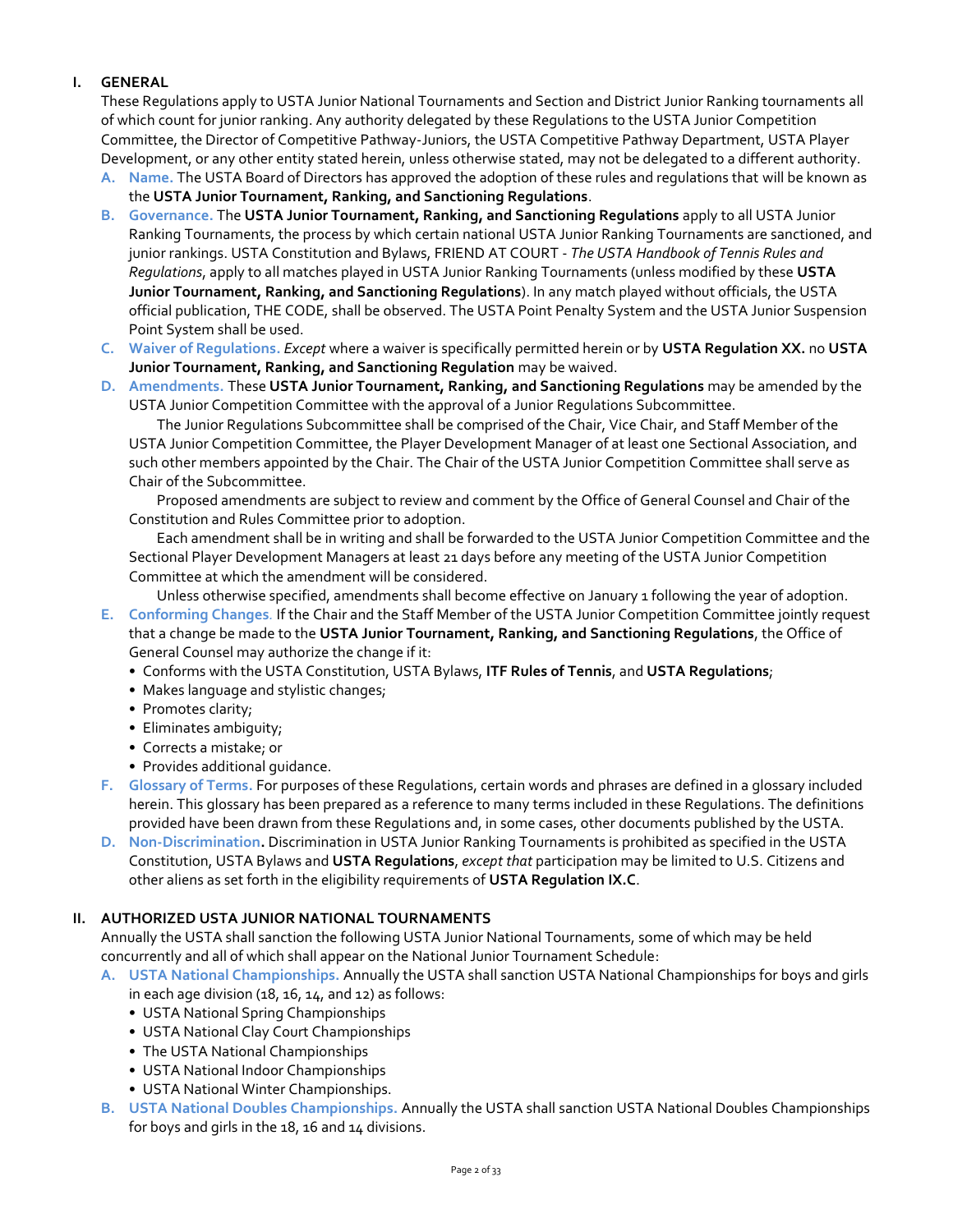## I. GENERAL

These Regulations apply to USTA Junior National Tournaments and Section and District Junior Ranking tournaments all of which count for junior ranking. Any authority delegated by these Regulations to the USTA Junior Competition Committee, the Director of Competitive Pathway-Juniors, the USTA Competitive Pathway Department, USTA Player Development, or any other entity stated herein, unless otherwise stated, may not be delegated to a different authority.

**A. Name.** The USTA Board of Directors has approved the adoption of these rules and regulations that will be known as the **USTA Junior Tournament, Ranking, and Sanctioning Regulations**.

**B. Governance.** The **USTA Junior Tournament, Ranking, and Sanctioning Regulations** apply to all USTA Junior Ranking Tournaments, the process by which certain national USTA Junior Ranking Tournaments are sanctioned, and junior rankings. USTA Constitution and Bylaws, FRIEND AT COURT - *The USTA Handbook of Tennis Rules and Regulations*, apply to all matches played in USTA Junior Ranking Tournaments (unless modified by these **USTA Junior Tournament, Ranking, and Sanctioning Regulations**). In any match played without officials, the USTA official publication, THE CODE, shall be observed. The USTA Point Penalty System and the USTA Junior Suspension Point System shall be used.

**C. Waiver of Regulations.** *Except* where a waiver is specifically permitted herein or by **USTA Regulation XX.** no **USTA Junior Tournament, Ranking, and Sanctioning Regulation** may be waived.

**D. Amendments.** These **USTA Junior Tournament, Ranking, and Sanctioning Regulations** may be amended by the USTA Junior Competition Committee with the approval of a Junior Regulations Subcommittee.

The Junior Regulations Subcommittee shall be comprised of the Chair, Vice Chair, and Staff Member of the USTA Junior Competition Committee, the Player Development Manager of at least one Sectional Association, and such other members appointed by the Chair. The Chair of the USTA Junior Competition Committee shall serve as Chair of the Subcommittee.

Proposed amendments are subject to review and comment by the Office of General Counsel and Chair of the Constitution and Rules Committee prior to adoption.

Each amendment shall be in writing and shall be forwarded to the USTA Junior Competition Committee and the Sectional Player Development Managers at least 21 days before any meeting of the USTA Junior Competition Committee at which the amendment will be considered.

Unless otherwise specified, amendments shall become effective on January 1 following the year of adoption.

**E. Conforming Changes.** If the Chair and the Staff Member of the USTA Junior Competition Committee jointly request that a change be made to the **USTA Junior Tournament, Ranking, and Sanctioning Regulations**, the Office of General Counsel may authorize the change if it:

- Conforms with the USTA Constitution, USTA Bylaws, **ITF Rules of Tennis**, and **USTA Regulations**;
- Makes language and stylistic changes;
- Promotes clarity;
- Eliminates ambiguity;
- Corrects a mistake; or
- Provides additional guidance.

**F. Glossary of Terms.** For purposes of these Regulations, certain words and phrases are defined in a glossary included herein. This glossary has been prepared as a reference to many terms included in these Regulations. The definitions provided have been drawn from these Regulations and, in some cases, other documents published by the USTA.

**D. Non-Discrimination.** Discrimination in USTA Junior Ranking Tournaments is prohibited as specified in the USTA Constitution, USTA Bylaws and **USTA Regulations**, *except that* participation may be limited to U.S. Citizens and other aliens as set forth in the eligibility requirements of **USTA Regulation IX.C**.

## II. AUTHORIZED USTA JUNIOR NATIONAL TOURNAMENTS

Annually the USTA shall sanction the following USTA Junior National Tournaments, some of which may be held concurrently and all of which shall appear on the National Junior Tournament Schedule:

**A. USTA National Championships.** Annually the USTA shall sanction USTA National Championships for boys and girls in each age division (18, 16, 14, and 12) as follows:

- USTA National Spring Championships
- USTA National Clay Court Championships
- The USTA National Championships
- USTA National Indoor Championships
- USTA National Winter Championships.

**B. USTA National Doubles Championships.** Annually the USTA shall sanction USTA National Doubles Championships for boys and girls in the 18, 16 and 14 divisions.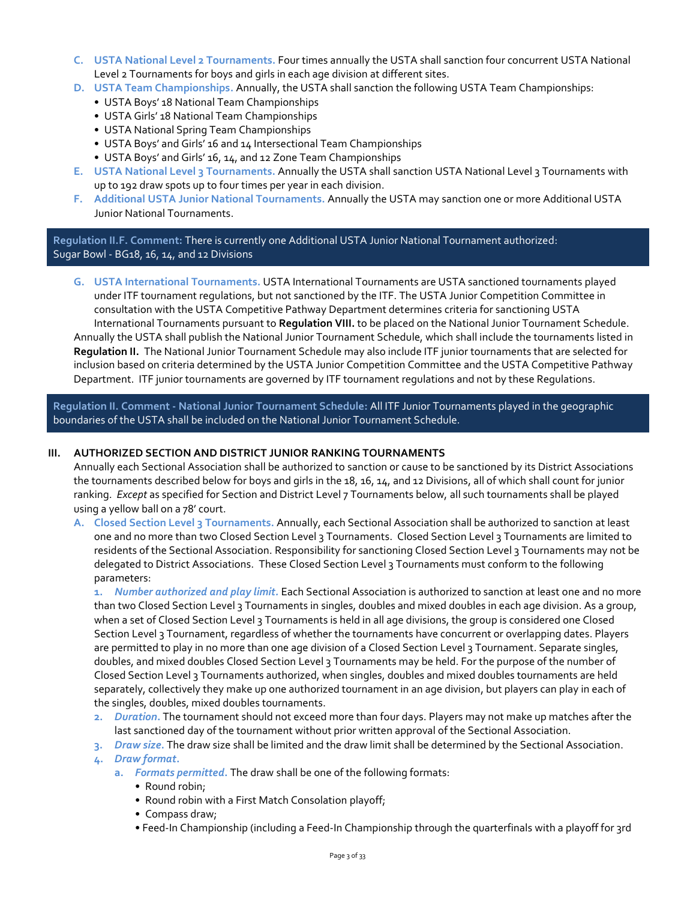C. **USTA National Level 2 Tournaments.** Four times annually the USTA shall sanction four concurrent USTA National Level 2 Tournaments for boys and girls in each age division at different sites.

D. **USTA Team Championships.** Annually, the USTA shall sanction the following USTA Team Championships:
- USTA Boys' 18 National Team Championships
- USTA Girls' 18 National Team Championships
- USTA National Spring Team Championships
- USTA Boys' and Girls' 16 and 14 Intersectional Team Championships
- USTA Boys' and Girls' 16, 14, and 12 Zone Team Championships

E. **USTA National Level 3 Tournaments.** Annually the USTA shall sanction USTA National Level 3 Tournaments with up to 192 draw spots up to four times per year in each division.

F. **Additional USTA Junior National Tournaments.** Annually the USTA may sanction one or more Additional USTA Junior National Tournaments.

> **Regulation II.F. Comment:** There is currently one Additional USTA Junior National Tournament authorized: Sugar Bowl - BG18, 16, 14, and 12 Divisions

G. **USTA International Tournaments.** USTA International Tournaments are USTA sanctioned tournaments played under ITF tournament regulations, but not sanctioned by the ITF. The USTA Junior Competition Committee in consultation with the USTA Competitive Pathway Department determines criteria for sanctioning USTA International Tournaments pursuant to **Regulation VIII.** to be placed on the National Junior Tournament Schedule.

Annually the USTA shall publish the National Junior Tournament Schedule, which shall include the tournaments listed in **Regulation II.** The National Junior Tournament Schedule may also include ITF junior tournaments that are selected for inclusion based on criteria determined by the USTA Junior Competition Committee and the USTA Competitive Pathway Department. ITF junior tournaments are governed by ITF tournament regulations and not by these Regulations.

> **Regulation II. Comment - National Junior Tournament Schedule:** All ITF Junior Tournaments played in the geographic boundaries of the USTA shall be included on the National Junior Tournament Schedule.

## III. AUTHORIZED SECTION AND DISTRICT JUNIOR RANKING TOURNAMENTS

Annually each Sectional Association shall be authorized to sanction or cause to be sanctioned by its District Associations the tournaments described below for boys and girls in the 18, 16, 14, and 12 Divisions, all of which shall count for junior ranking. *Except* as specified for Section and District Level 7 Tournaments below, all such tournaments shall be played using a yellow ball on a 78' court.

A. **Closed Section Level 3 Tournaments.** Annually, each Sectional Association shall be authorized to sanction at least one and no more than two Closed Section Level 3 Tournaments. Closed Section Level 3 Tournaments are limited to residents of the Sectional Association. Responsibility for sanctioning Closed Section Level 3 Tournaments may not be delegated to District Associations. These Closed Section Level 3 Tournaments must conform to the following parameters:

1. ***Number authorized and play limit.*** Each Sectional Association is authorized to sanction at least one and no more than two Closed Section Level 3 Tournaments in singles, doubles and mixed doubles in each age division. As a group, when a set of Closed Section Level 3 Tournaments is held in all age divisions, the group is considered one Closed Section Level 3 Tournament, regardless of whether the tournaments have concurrent or overlapping dates. Players are permitted to play in no more than one age division of a Closed Section Level 3 Tournament. Separate singles, doubles, and mixed doubles Closed Section Level 3 Tournaments may be held. For the purpose of the number of Closed Section Level 3 Tournaments authorized, when singles, doubles and mixed doubles tournaments are held separately, collectively they make up one authorized tournament in an age division, but players can play in each of the singles, doubles, mixed doubles tournaments.
2. ***Duration.*** The tournament should not exceed more than four days. Players may not make up matches after the last sanctioned day of the tournament without prior written approval of the Sectional Association.
3. ***Draw size.*** The draw size shall be limited and the draw limit shall be determined by the Sectional Association.
4. ***Draw format.***
   a. ***Formats permitted.*** The draw shall be one of the following formats:
      - Round robin;
      - Round robin with a First Match Consolation playoff;
      - Compass draw;
      - Feed-In Championship (including a Feed-In Championship through the quarterfinals with a playoff for 3rd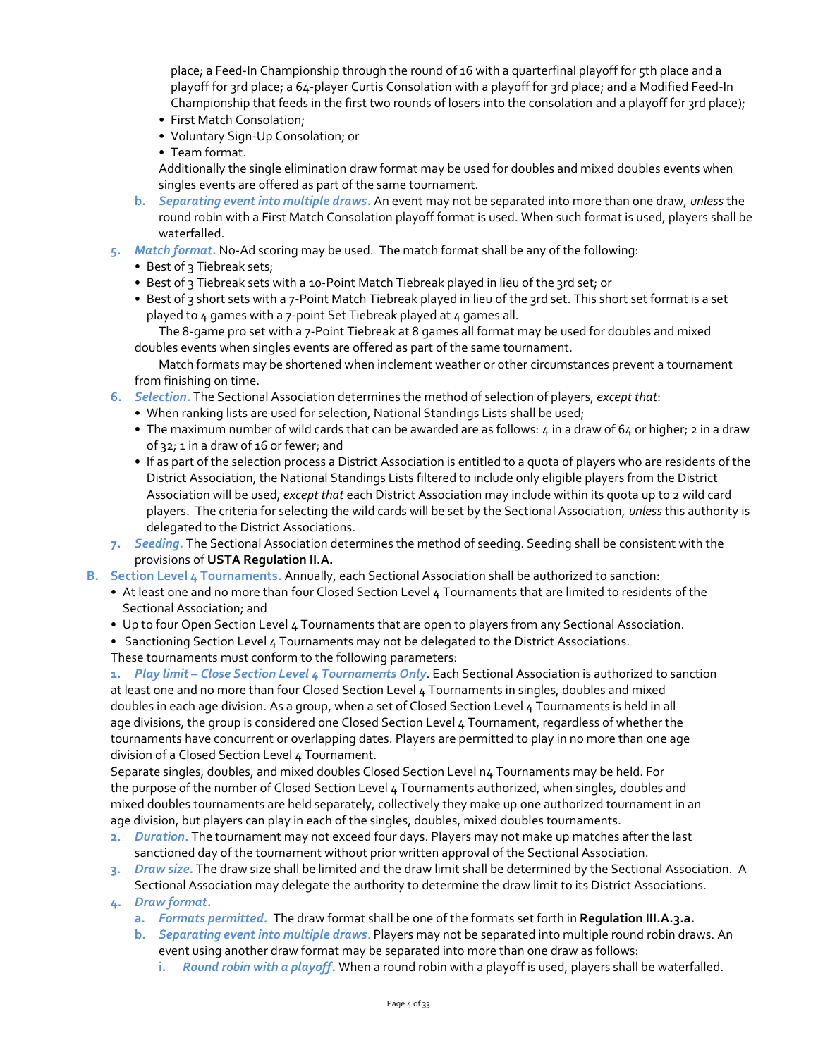place; a Feed-In Championship through the round of 16 with a quarterfinal playoff for 5th place and a playoff for 3rd place; a 64-player Curtis Consolation with a playoff for 3rd place; and a Modified Feed-In Championship that feeds in the first two rounds of losers into the consolation and a playoff for 3rd place);

- First Match Consolation;
- Voluntary Sign-Up Consolation; or
- Team format.

Additionally the single elimination draw format may be used for doubles and mixed doubles events when singles events are offered as part of the same tournament.

b. ***Separating event into multiple draws.*** An event may not be separated into more than one draw, *unless* the round robin with a First Match Consolation playoff format is used. When such format is used, players shall be waterfalled.

5. ***Match format.*** No-Ad scoring may be used. The match format shall be any of the following:
   - Best of 3 Tiebreak sets;
   - Best of 3 Tiebreak sets with a 10-Point Match Tiebreak played in lieu of the 3rd set; or
   - Best of 3 short sets with a 7-Point Match Tiebreak played in lieu of the 3rd set. This short set format is a set played to 4 games with a 7-point Set Tiebreak played at 4 games all.

   The 8-game pro set with a 7-Point Tiebreak at 8 games all format may be used for doubles and mixed doubles events when singles events are offered as part of the same tournament.

   Match formats may be shortened when inclement weather or other circumstances prevent a tournament from finishing on time.

6. ***Selection.*** The Sectional Association determines the method of selection of players, *except that*:
   - When ranking lists are used for selection, National Standings Lists shall be used;
   - The maximum number of wild cards that can be awarded are as follows: 4 in a draw of 64 or higher; 2 in a draw of 32; 1 in a draw of 16 or fewer; and
   - If as part of the selection process a District Association is entitled to a quota of players who are residents of the District Association, the National Standings Lists filtered to include only eligible players from the District Association will be used, *except that* each District Association may include within its quota up to 2 wild card players. The criteria for selecting the wild cards will be set by the Sectional Association, *unless* this authority is delegated to the District Associations.

7. ***Seeding.*** The Sectional Association determines the method of seeding. Seeding shall be consistent with the provisions of **USTA Regulation II.A.**

B. **Section Level 4 Tournaments.** Annually, each Sectional Association shall be authorized to sanction:
   - At least one and no more than four Closed Section Level 4 Tournaments that are limited to residents of the Sectional Association; and
   - Up to four Open Section Level 4 Tournaments that are open to players from any Sectional Association.
   - Sanctioning Section Level 4 Tournaments may not be delegated to the District Associations.

   These tournaments must conform to the following parameters:

   1. ***Play limit – Close Section Level 4 Tournaments Only***. Each Sectional Association is authorized to sanction at least one and no more than four Closed Section Level 4 Tournaments in singles, doubles and mixed doubles in each age division. As a group, when a set of Closed Section Level 4 Tournaments is held in all age divisions, the group is considered one Closed Section Level 4 Tournament, regardless of whether the tournaments have concurrent or overlapping dates. Players are permitted to play in no more than one age division of a Closed Section Level 4 Tournament.

   Separate singles, doubles, and mixed doubles Closed Section Level n4 Tournaments may be held. For the purpose of the number of Closed Section Level 4 Tournaments authorized, when singles, doubles and mixed doubles tournaments are held separately, collectively they make up one authorized tournament in an age division, but players can play in each of the singles, doubles, mixed doubles tournaments.

   2. ***Duration.*** The tournament may not exceed four days. Players may not make up matches after the last sanctioned day of the tournament without prior written approval of the Sectional Association.
   3. ***Draw size.*** The draw size shall be limited and the draw limit shall be determined by the Sectional Association. A Sectional Association may delegate the authority to determine the draw limit to its District Associations.
   4. ***Draw format.***
      a. ***Formats permitted.*** The draw format shall be one of the formats set forth in **Regulation III.A.3.a.**
      b. ***Separating event into multiple draws***. Players may not be separated into multiple round robin draws. An event using another draw format may be separated into more than one draw as follows:
         i. ***Round robin with a playoff***. When a round robin with a playoff is used, players shall be waterfalled.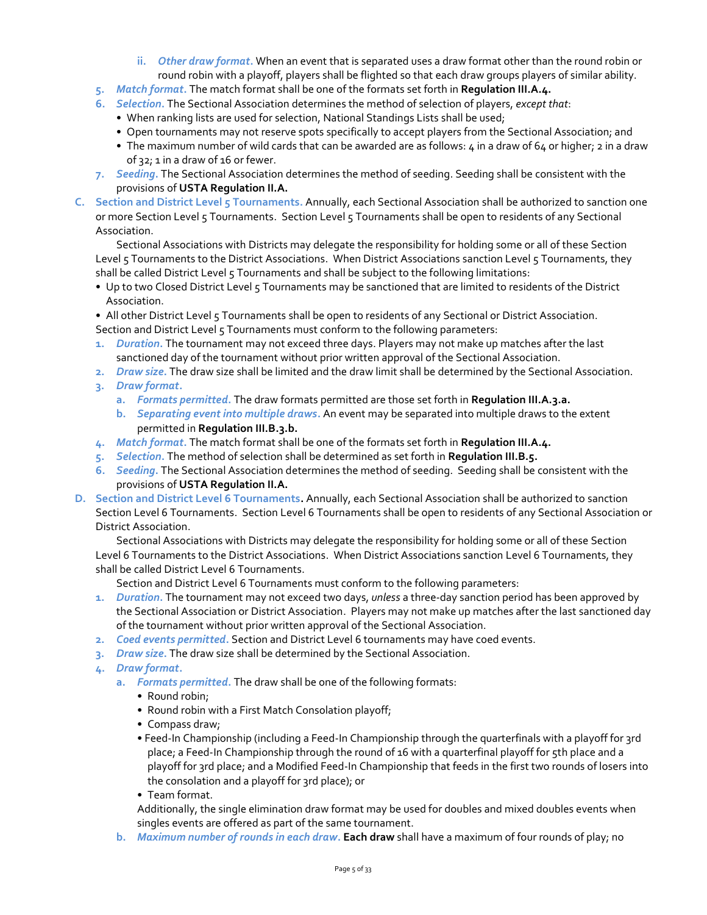ii. *Other draw format.* When an event that is separated uses a draw format other than the round robin or round robin with a playoff, players shall be flighted so that each draw groups players of similar ability.

5. *Match format.* The match format shall be one of the formats set forth in **Regulation III.A.4.**
6. *Selection.* The Sectional Association determines the method of selection of players, *except that*:
   - When ranking lists are used for selection, National Standings Lists shall be used;
   - Open tournaments may not reserve spots specifically to accept players from the Sectional Association; and
   - The maximum number of wild cards that can be awarded are as follows: 4 in a draw of 64 or higher; 2 in a draw of 32; 1 in a draw of 16 or fewer.
7. *Seeding.* The Sectional Association determines the method of seeding. Seeding shall be consistent with the provisions of **USTA Regulation II.A.**

**C. Section and District Level 5 Tournaments.** Annually, each Sectional Association shall be authorized to sanction one or more Section Level 5 Tournaments. Section Level 5 Tournaments shall be open to residents of any Sectional Association.

Sectional Associations with Districts may delegate the responsibility for holding some or all of these Section Level 5 Tournaments to the District Associations. When District Associations sanction Level 5 Tournaments, they shall be called District Level 5 Tournaments and shall be subject to the following limitations:

- Up to two Closed District Level 5 Tournaments may be sanctioned that are limited to residents of the District Association.
- All other District Level 5 Tournaments shall be open to residents of any Sectional or District Association.

Section and District Level 5 Tournaments must conform to the following parameters:

1. *Duration.* The tournament may not exceed three days. Players may not make up matches after the last sanctioned day of the tournament without prior written approval of the Sectional Association.
2. *Draw size.* The draw size shall be limited and the draw limit shall be determined by the Sectional Association.
3. *Draw format.*
   a. *Formats permitted.* The draw formats permitted are those set forth in **Regulation III.A.3.a.**
   b. *Separating event into multiple draws.* An event may be separated into multiple draws to the extent permitted in **Regulation III.B.3.b.**
4. *Match format.* The match format shall be one of the formats set forth in **Regulation III.A.4.**
5. *Selection.* The method of selection shall be determined as set forth in **Regulation III.B.5.**
6. *Seeding.* The Sectional Association determines the method of seeding. Seeding shall be consistent with the provisions of **USTA Regulation II.A.**

**D. Section and District Level 6 Tournaments.** Annually, each Sectional Association shall be authorized to sanction Section Level 6 Tournaments. Section Level 6 Tournaments shall be open to residents of any Sectional Association or District Association.

Sectional Associations with Districts may delegate the responsibility for holding some or all of these Section Level 6 Tournaments to the District Associations. When District Associations sanction Level 6 Tournaments, they shall be called District Level 6 Tournaments.

Section and District Level 6 Tournaments must conform to the following parameters:

1. *Duration.* The tournament may not exceed two days, *unless* a three-day sanction period has been approved by the Sectional Association or District Association. Players may not make up matches after the last sanctioned day of the tournament without prior written approval of the Sectional Association.
2. *Coed events permitted.* Section and District Level 6 tournaments may have coed events.
3. *Draw size.* The draw size shall be determined by the Sectional Association.
4. *Draw format.*
   a. *Formats permitted.* The draw shall be one of the following formats:
      - Round robin;
      - Round robin with a First Match Consolation playoff;
      - Compass draw;
      - Feed-In Championship (including a Feed-In Championship through the quarterfinals with a playoff for 3rd place; a Feed-In Championship through the round of 16 with a quarterfinal playoff for 5th place and a playoff for 3rd place; and a Modified Feed-In Championship that feeds in the first two rounds of losers into the consolation and a playoff for 3rd place); or
      - Team format.

      Additionally, the single elimination draw format may be used for doubles and mixed doubles events when singles events are offered as part of the same tournament.

   b. *Maximum number of rounds in each draw.* **Each draw** shall have a maximum of four rounds of play; no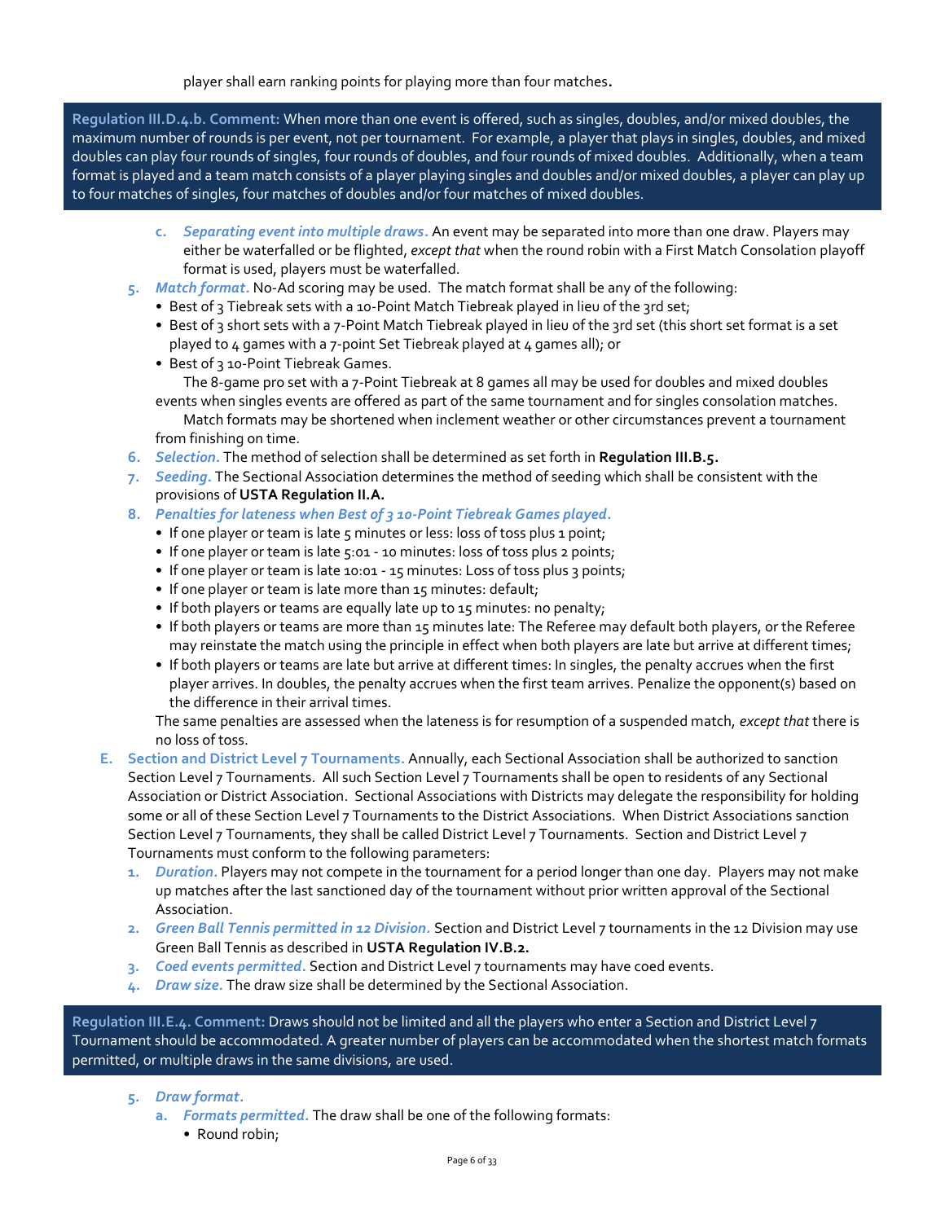player shall earn ranking points for playing more than four matches.

> **Regulation III.D.4.b. Comment:** When more than one event is offered, such as singles, doubles, and/or mixed doubles, the maximum number of rounds is per event, not per tournament. For example, a player that plays in singles, doubles, and mixed doubles can play four rounds of singles, four rounds of doubles, and four rounds of mixed doubles. Additionally, when a team format is played and a team match consists of a player playing singles and doubles and/or mixed doubles, a player can play up to four matches of singles, four matches of doubles and/or four matches of mixed doubles.

c. ***Separating event into multiple draws.*** An event may be separated into more than one draw. Players may either be waterfalled or be flighted, *except that* when the round robin with a First Match Consolation playoff format is used, players must be waterfalled.

5. ***Match format.*** No-Ad scoring may be used. The match format shall be any of the following:
   - Best of 3 Tiebreak sets with a 10-Point Match Tiebreak played in lieu of the 3rd set;
   - Best of 3 short sets with a 7-Point Match Tiebreak played in lieu of the 3rd set (this short set format is a set played to 4 games with a 7-point Set Tiebreak played at 4 games all); or
   - Best of 3 10-Point Tiebreak Games.

   The 8-game pro set with a 7-Point Tiebreak at 8 games all may be used for doubles and mixed doubles events when singles events are offered as part of the same tournament and for singles consolation matches.

   Match formats may be shortened when inclement weather or other circumstances prevent a tournament from finishing on time.
6. ***Selection.*** The method of selection shall be determined as set forth in **Regulation III.B.5.**
7. ***Seeding.*** The Sectional Association determines the method of seeding which shall be consistent with the provisions of **USTA Regulation II.A.**
8. ***Penalties for lateness when Best of 3 10-Point Tiebreak Games played.***
   - If one player or team is late 5 minutes or less: loss of toss plus 1 point;
   - If one player or team is late 5:01 - 10 minutes: loss of toss plus 2 points;
   - If one player or team is late 10:01 - 15 minutes: Loss of toss plus 3 points;
   - If one player or team is late more than 15 minutes: default;
   - If both players or teams are equally late up to 15 minutes: no penalty;
   - If both players or teams are more than 15 minutes late: The Referee may default both players, or the Referee may reinstate the match using the principle in effect when both players are late but arrive at different times;
   - If both players or teams are late but arrive at different times: In singles, the penalty accrues when the first player arrives. In doubles, the penalty accrues when the first team arrives. Penalize the opponent(s) based on the difference in their arrival times.

   The same penalties are assessed when the lateness is for resumption of a suspended match, *except that* there is no loss of toss.

E. **Section and District Level 7 Tournaments.** Annually, each Sectional Association shall be authorized to sanction Section Level 7 Tournaments. All such Section Level 7 Tournaments shall be open to residents of any Sectional Association or District Association. Sectional Associations with Districts may delegate the responsibility for holding some or all of these Section Level 7 Tournaments to the District Associations. When District Associations sanction Section Level 7 Tournaments, they shall be called District Level 7 Tournaments. Section and District Level 7 Tournaments must conform to the following parameters:

1. ***Duration.*** Players may not compete in the tournament for a period longer than one day. Players may not make up matches after the last sanctioned day of the tournament without prior written approval of the Sectional Association.
2. ***Green Ball Tennis permitted in 12 Division.*** Section and District Level 7 tournaments in the 12 Division may use Green Ball Tennis as described in **USTA Regulation IV.B.2.**
3. ***Coed events permitted.*** Section and District Level 7 tournaments may have coed events.
4. ***Draw size.*** The draw size shall be determined by the Sectional Association.

> **Regulation III.E.4. Comment:** Draws should not be limited and all the players who enter a Section and District Level 7 Tournament should be accommodated. A greater number of players can be accommodated when the shortest match formats permitted, or multiple draws in the same divisions, are used.

5. ***Draw format.***
   a. ***Formats permitted.*** The draw shall be one of the following formats:
   - Round robin;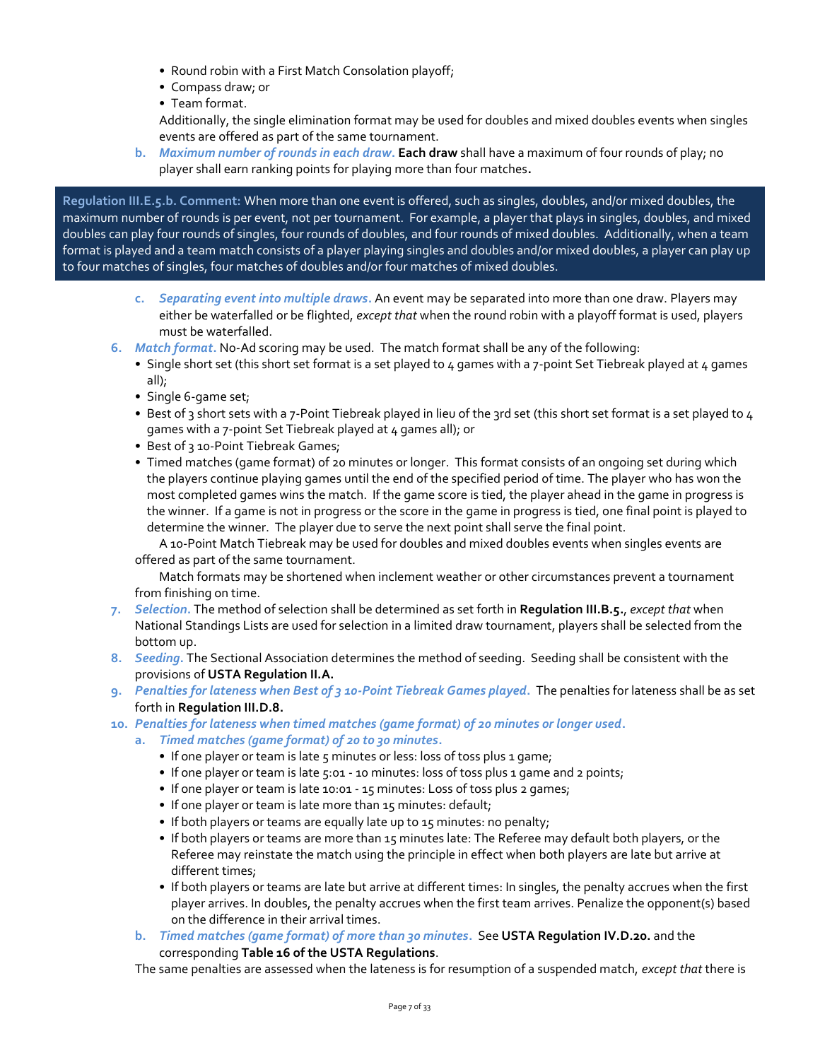- Round robin with a First Match Consolation playoff;
- Compass draw; or
- Team format.

Additionally, the single elimination format may be used for doubles and mixed doubles events when singles events are offered as part of the same tournament.

b. *Maximum number of rounds in each draw.* **Each draw** shall have a maximum of four rounds of play; no player shall earn ranking points for playing more than four matches**.**

> **Regulation III.E.5.b. Comment:** When more than one event is offered, such as singles, doubles, and/or mixed doubles, the maximum number of rounds is per event, not per tournament. For example, a player that plays in singles, doubles, and mixed doubles can play four rounds of singles, four rounds of doubles, and four rounds of mixed doubles. Additionally, when a team format is played and a team match consists of a player playing singles and doubles and/or mixed doubles, a player can play up to four matches of singles, four matches of doubles and/or four matches of mixed doubles.

c. *Separating event into multiple draws.* An event may be separated into more than one draw. Players may either be waterfalled or be flighted, *except that* when the round robin with a playoff format is used, players must be waterfalled.

6. *Match format.* No-Ad scoring may be used. The match format shall be any of the following:
   - Single short set (this short set format is a set played to 4 games with a 7-point Set Tiebreak played at 4 games all);
   - Single 6-game set;
   - Best of 3 short sets with a 7-Point Tiebreak played in lieu of the 3rd set (this short set format is a set played to 4 games with a 7-point Set Tiebreak played at 4 games all); or
   - Best of 3 10-Point Tiebreak Games;
   - Timed matches (game format) of 20 minutes or longer. This format consists of an ongoing set during which the players continue playing games until the end of the specified period of time. The player who has won the most completed games wins the match. If the game score is tied, the player ahead in the game in progress is the winner. If a game is not in progress or the score in the game in progress is tied, one final point is played to determine the winner. The player due to serve the next point shall serve the final point.

   A 10-Point Match Tiebreak may be used for doubles and mixed doubles events when singles events are offered as part of the same tournament.

   Match formats may be shortened when inclement weather or other circumstances prevent a tournament from finishing on time.

7. *Selection.* The method of selection shall be determined as set forth in **Regulation III.B.5.**, *except that* when National Standings Lists are used for selection in a limited draw tournament, players shall be selected from the bottom up.
8. *Seeding.* The Sectional Association determines the method of seeding. Seeding shall be consistent with the provisions of **USTA Regulation II.A.**
9. *Penalties for lateness when Best of 3 10-Point Tiebreak Games played.* The penalties for lateness shall be as set forth in **Regulation III.D.8.**
10. *Penalties for lateness when timed matches (game format) of 20 minutes or longer used.*
    a. *Timed matches (game format) of 20 to 30 minutes.*
       - If one player or team is late 5 minutes or less: loss of toss plus 1 game;
       - If one player or team is late 5:01 - 10 minutes: loss of toss plus 1 game and 2 points;
       - If one player or team is late 10:01 - 15 minutes: Loss of toss plus 2 games;
       - If one player or team is late more than 15 minutes: default;
       - If both players or teams are equally late up to 15 minutes: no penalty;
       - If both players or teams are more than 15 minutes late: The Referee may default both players, or the Referee may reinstate the match using the principle in effect when both players are late but arrive at different times;
       - If both players or teams are late but arrive at different times: In singles, the penalty accrues when the first player arrives. In doubles, the penalty accrues when the first team arrives. Penalize the opponent(s) based on the difference in their arrival times.

    b. *Timed matches (game format) of more than 30 minutes.* See **USTA Regulation IV.D.20.** and the corresponding **Table 16 of the USTA Regulations**.

    The same penalties are assessed when the lateness is for resumption of a suspended match, *except that* there is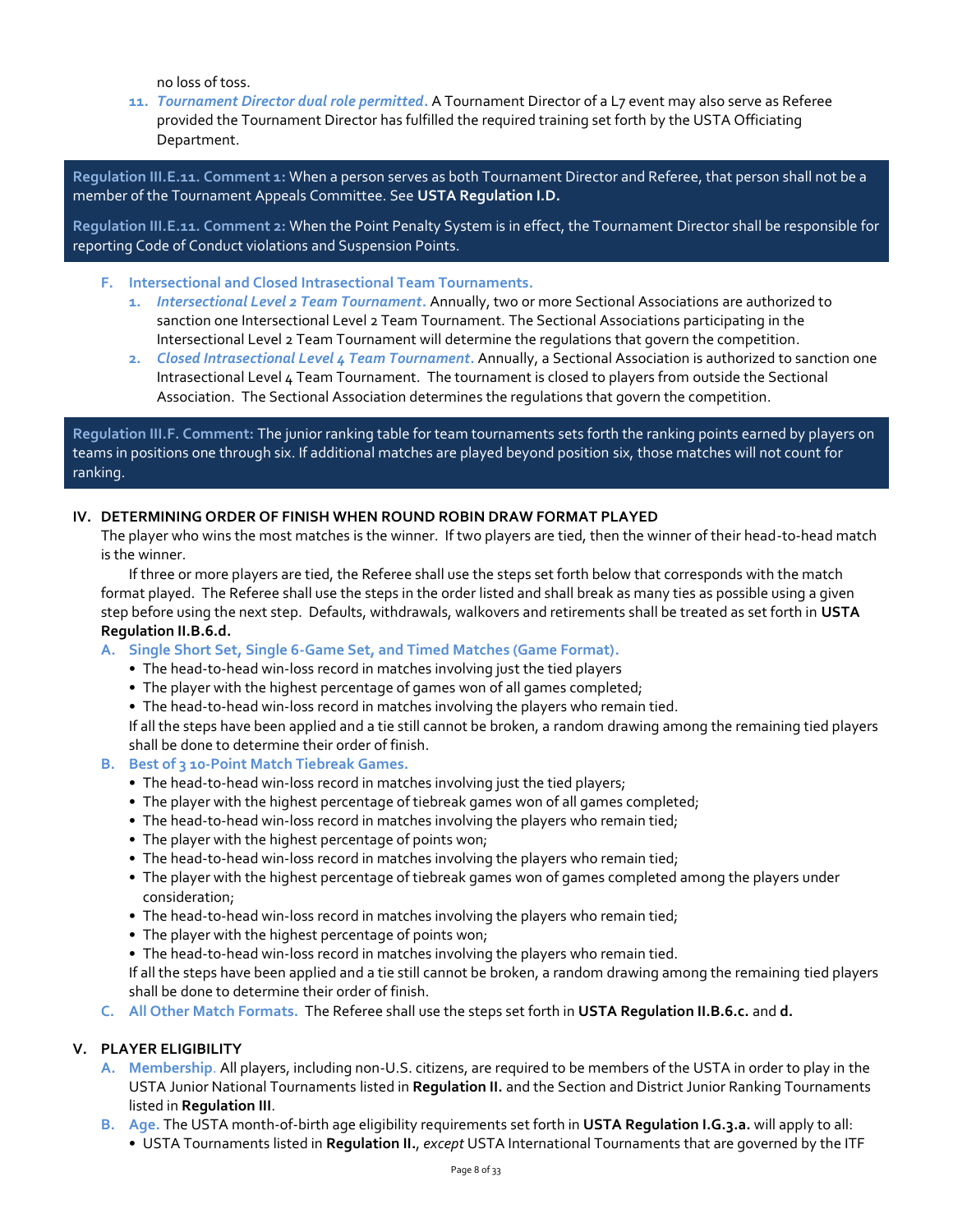no loss of toss.

11. ***Tournament Director dual role permitted.*** A Tournament Director of a L7 event may also serve as Referee provided the Tournament Director has fulfilled the required training set forth by the USTA Officiating Department.

> **Regulation III.E.11. Comment 1:** When a person serves as both Tournament Director and Referee, that person shall not be a member of the Tournament Appeals Committee. See **USTA Regulation I.D.**
>
> **Regulation III.E.11. Comment 2:** When the Point Penalty System is in effect, the Tournament Director shall be responsible for reporting Code of Conduct violations and Suspension Points.

**F. Intersectional and Closed Intrasectional Team Tournaments.**

1. ***Intersectional Level 2 Team Tournament.*** Annually, two or more Sectional Associations are authorized to sanction one Intersectional Level 2 Team Tournament. The Sectional Associations participating in the Intersectional Level 2 Team Tournament will determine the regulations that govern the competition.
2. ***Closed Intrasectional Level 4 Team Tournament.*** Annually, a Sectional Association is authorized to sanction one Intrasectional Level 4 Team Tournament. The tournament is closed to players from outside the Sectional Association. The Sectional Association determines the regulations that govern the competition.

> **Regulation III.F. Comment:** The junior ranking table for team tournaments sets forth the ranking points earned by players on teams in positions one through six. If additional matches are played beyond position six, those matches will not count for ranking.

## IV. DETERMINING ORDER OF FINISH WHEN ROUND ROBIN DRAW FORMAT PLAYED

The player who wins the most matches is the winner. If two players are tied, then the winner of their head-to-head match is the winner.

If three or more players are tied, the Referee shall use the steps set forth below that corresponds with the match format played. The Referee shall use the steps in the order listed and shall break as many ties as possible using a given step before using the next step. Defaults, withdrawals, walkovers and retirements shall be treated as set forth in **USTA Regulation II.B.6.d.**

**A. Single Short Set, Single 6-Game Set, and Timed Matches (Game Format).**

- The head-to-head win-loss record in matches involving just the tied players
- The player with the highest percentage of games won of all games completed;
- The head-to-head win-loss record in matches involving the players who remain tied.

If all the steps have been applied and a tie still cannot be broken, a random drawing among the remaining tied players shall be done to determine their order of finish.

**B. Best of 3 10-Point Match Tiebreak Games.**

- The head-to-head win-loss record in matches involving just the tied players;
- The player with the highest percentage of tiebreak games won of all games completed;
- The head-to-head win-loss record in matches involving the players who remain tied;
- The player with the highest percentage of points won;
- The head-to-head win-loss record in matches involving the players who remain tied;
- The player with the highest percentage of tiebreak games won of games completed among the players under consideration;
- The head-to-head win-loss record in matches involving the players who remain tied;
- The player with the highest percentage of points won;
- The head-to-head win-loss record in matches involving the players who remain tied.

If all the steps have been applied and a tie still cannot be broken, a random drawing among the remaining tied players shall be done to determine their order of finish.

**C. All Other Match Formats.** The Referee shall use the steps set forth in **USTA Regulation II.B.6.c.** and **d.**

## V. PLAYER ELIGIBILITY

**A. Membership.** All players, including non-U.S. citizens, are required to be members of the USTA in order to play in the USTA Junior National Tournaments listed in **Regulation II.** and the Section and District Junior Ranking Tournaments listed in **Regulation III**.

**B. Age.** The USTA month-of-birth age eligibility requirements set forth in **USTA Regulation I.G.3.a.** will apply to all:

- USTA Tournaments listed in **Regulation II.**, *except* USTA International Tournaments that are governed by the ITF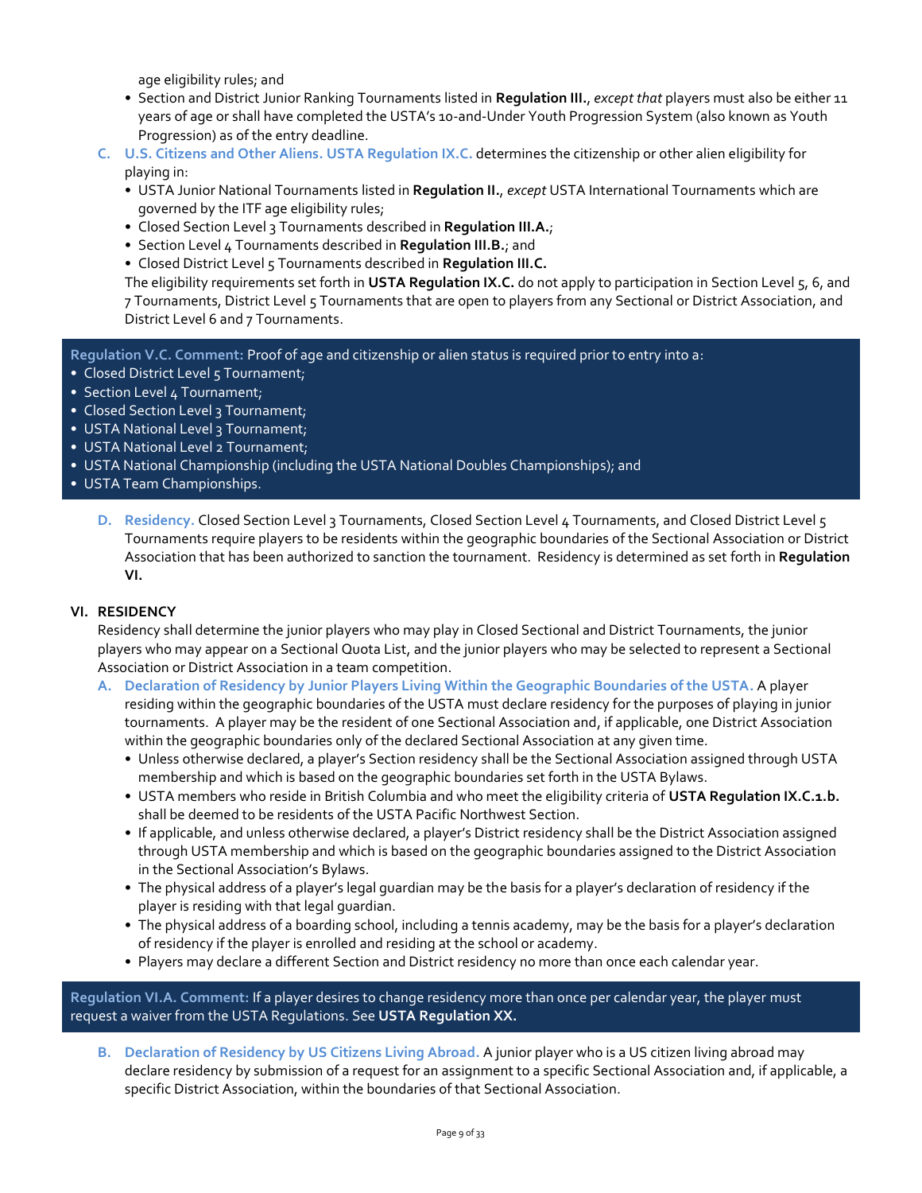age eligibility rules; and

- Section and District Junior Ranking Tournaments listed in **Regulation III.**, *except that* players must also be either 11 years of age or shall have completed the USTA's 10-and-Under Youth Progression System (also known as Youth Progression) as of the entry deadline.

**C. U.S. Citizens and Other Aliens. USTA Regulation IX.C.** determines the citizenship or other alien eligibility for playing in:

- USTA Junior National Tournaments listed in **Regulation II.**, *except* USTA International Tournaments which are governed by the ITF age eligibility rules;
- Closed Section Level 3 Tournaments described in **Regulation III.A.**;
- Section Level 4 Tournaments described in **Regulation III.B.**; and
- Closed District Level 5 Tournaments described in **Regulation III.C.**

The eligibility requirements set forth in **USTA Regulation IX.C.** do not apply to participation in Section Level 5, 6, and 7 Tournaments, District Level 5 Tournaments that are open to players from any Sectional or District Association, and District Level 6 and 7 Tournaments.

**Regulation V.C. Comment:** Proof of age and citizenship or alien status is required prior to entry into a:

- Closed District Level 5 Tournament;
- Section Level 4 Tournament;
- Closed Section Level 3 Tournament;
- USTA National Level 3 Tournament;
- USTA National Level 2 Tournament;
- USTA National Championship (including the USTA National Doubles Championships); and
- USTA Team Championships.

**D. Residency.** Closed Section Level 3 Tournaments, Closed Section Level 4 Tournaments, and Closed District Level 5 Tournaments require players to be residents within the geographic boundaries of the Sectional Association or District Association that has been authorized to sanction the tournament. Residency is determined as set forth in **Regulation VI.**

## VI. RESIDENCY

Residency shall determine the junior players who may play in Closed Sectional and District Tournaments, the junior players who may appear on a Sectional Quota List, and the junior players who may be selected to represent a Sectional Association or District Association in a team competition.

**A. Declaration of Residency by Junior Players Living Within the Geographic Boundaries of the USTA.** A player residing within the geographic boundaries of the USTA must declare residency for the purposes of playing in junior tournaments. A player may be the resident of one Sectional Association and, if applicable, one District Association within the geographic boundaries only of the declared Sectional Association at any given time.

- Unless otherwise declared, a player's Section residency shall be the Sectional Association assigned through USTA membership and which is based on the geographic boundaries set forth in the USTA Bylaws.
- USTA members who reside in British Columbia and who meet the eligibility criteria of **USTA Regulation IX.C.1.b.** shall be deemed to be residents of the USTA Pacific Northwest Section.
- If applicable, and unless otherwise declared, a player's District residency shall be the District Association assigned through USTA membership and which is based on the geographic boundaries assigned to the District Association in the Sectional Association's Bylaws.
- The physical address of a player's legal guardian may be the basis for a player's declaration of residency if the player is residing with that legal guardian.
- The physical address of a boarding school, including a tennis academy, may be the basis for a player's declaration of residency if the player is enrolled and residing at the school or academy.
- Players may declare a different Section and District residency no more than once each calendar year.

**Regulation VI.A. Comment:** If a player desires to change residency more than once per calendar year, the player must request a waiver from the USTA Regulations. See **USTA Regulation XX.**

**B. Declaration of Residency by US Citizens Living Abroad.** A junior player who is a US citizen living abroad may declare residency by submission of a request for an assignment to a specific Sectional Association and, if applicable, a specific District Association, within the boundaries of that Sectional Association.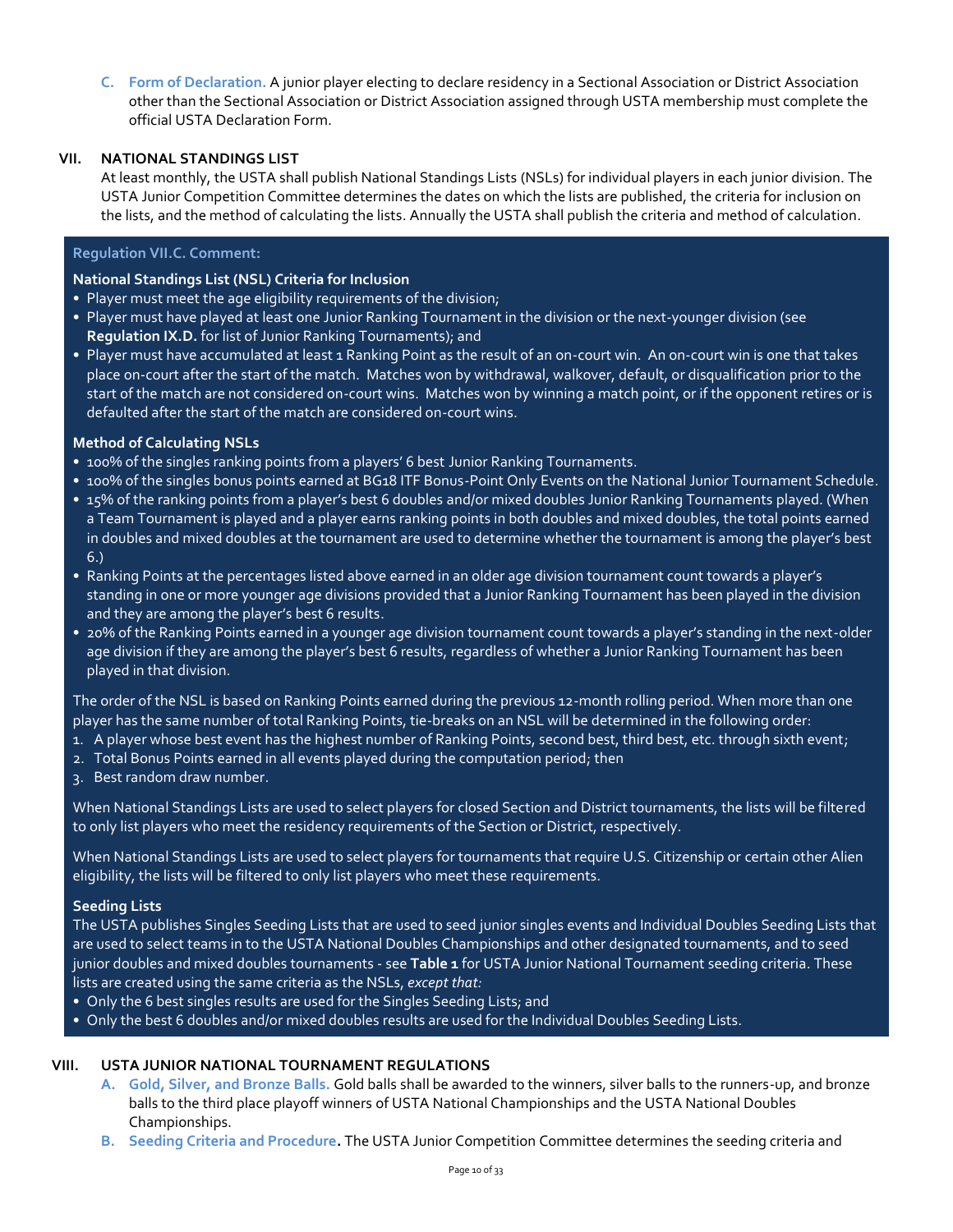**C. Form of Declaration.** A junior player electing to declare residency in a Sectional Association or District Association other than the Sectional Association or District Association assigned through USTA membership must complete the official USTA Declaration Form.

## VII. NATIONAL STANDINGS LIST

At least monthly, the USTA shall publish National Standings Lists (NSLs) for individual players in each junior division. The USTA Junior Competition Committee determines the dates on which the lists are published, the criteria for inclusion on the lists, and the method of calculating the lists. Annually the USTA shall publish the criteria and method of calculation.

**Regulation VII.C. Comment:**

**National Standings List (NSL) Criteria for Inclusion**

- Player must meet the age eligibility requirements of the division;
- Player must have played at least one Junior Ranking Tournament in the division or the next-younger division (see **Regulation IX.D.** for list of Junior Ranking Tournaments); and
- Player must have accumulated at least 1 Ranking Point as the result of an on-court win. An on-court win is one that takes place on-court after the start of the match. Matches won by withdrawal, walkover, default, or disqualification prior to the start of the match are not considered on-court wins. Matches won by winning a match point, or if the opponent retires or is defaulted after the start of the match are considered on-court wins.

**Method of Calculating NSLs**

- 100% of the singles ranking points from a players' 6 best Junior Ranking Tournaments.
- 100% of the singles bonus points earned at BG18 ITF Bonus-Point Only Events on the National Junior Tournament Schedule.
- 15% of the ranking points from a player's best 6 doubles and/or mixed doubles Junior Ranking Tournaments played. (When a Team Tournament is played and a player earns ranking points in both doubles and mixed doubles, the total points earned in doubles and mixed doubles at the tournament are used to determine whether the tournament is among the player's best 6.)
- Ranking Points at the percentages listed above earned in an older age division tournament count towards a player's standing in one or more younger age divisions provided that a Junior Ranking Tournament has been played in the division and they are among the player's best 6 results.
- 20% of the Ranking Points earned in a younger age division tournament count towards a player's standing in the next-older age division if they are among the player's best 6 results, regardless of whether a Junior Ranking Tournament has been played in that division.

The order of the NSL is based on Ranking Points earned during the previous 12-month rolling period. When more than one player has the same number of total Ranking Points, tie-breaks on an NSL will be determined in the following order:

1. A player whose best event has the highest number of Ranking Points, second best, third best, etc. through sixth event;
2. Total Bonus Points earned in all events played during the computation period; then
3. Best random draw number.

When National Standings Lists are used to select players for closed Section and District tournaments, the lists will be filtered to only list players who meet the residency requirements of the Section or District, respectively.

When National Standings Lists are used to select players for tournaments that require U.S. Citizenship or certain other Alien eligibility, the lists will be filtered to only list players who meet these requirements.

**Seeding Lists**

The USTA publishes Singles Seeding Lists that are used to seed junior singles events and Individual Doubles Seeding Lists that are used to select teams in to the USTA National Doubles Championships and other designated tournaments, and to seed junior doubles and mixed doubles tournaments - see **Table 1** for USTA Junior National Tournament seeding criteria. These lists are created using the same criteria as the NSLs, *except that:*

- Only the 6 best singles results are used for the Singles Seeding Lists; and
- Only the best 6 doubles and/or mixed doubles results are used for the Individual Doubles Seeding Lists.

## VIII. USTA JUNIOR NATIONAL TOURNAMENT REGULATIONS

**A. Gold, Silver, and Bronze Balls.** Gold balls shall be awarded to the winners, silver balls to the runners-up, and bronze balls to the third place playoff winners of USTA National Championships and the USTA National Doubles Championships.

**B. Seeding Criteria and Procedure.** The USTA Junior Competition Committee determines the seeding criteria and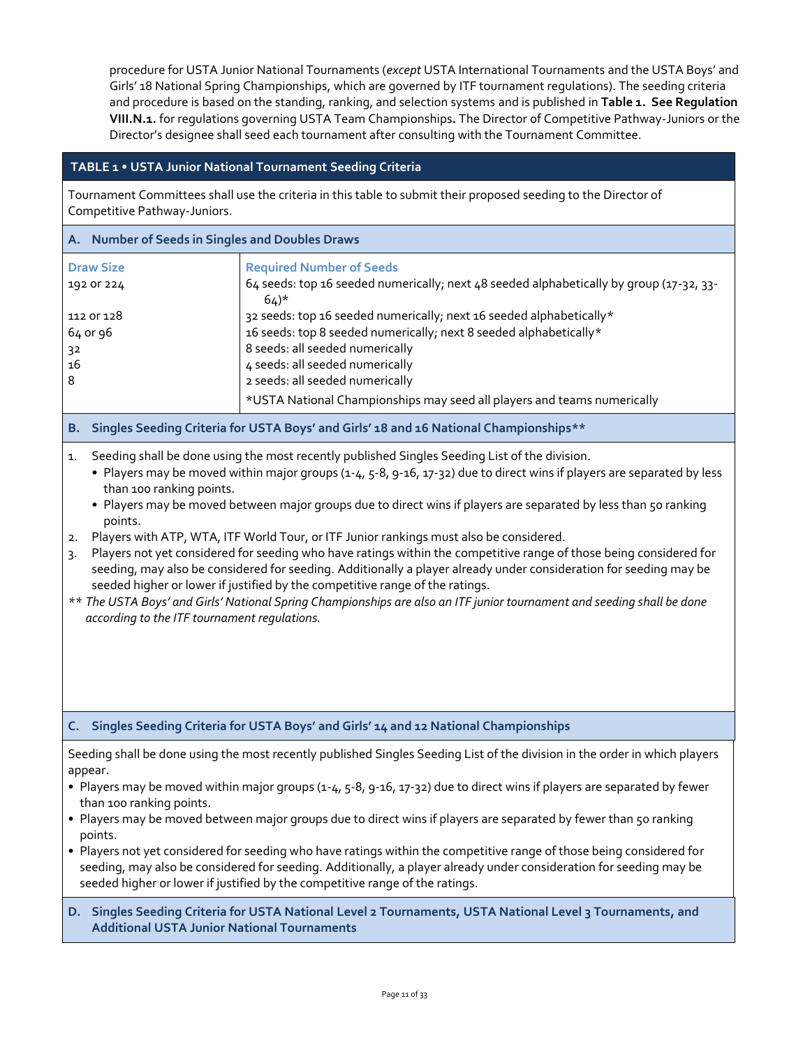procedure for USTA Junior National Tournaments (*except* USTA International Tournaments and the USTA Boys' and Girls' 18 National Spring Championships, which are governed by ITF tournament regulations). The seeding criteria and procedure is based on the standing, ranking, and selection systems and is published in **Table 1. See Regulation VIII.N.1.** for regulations governing USTA Team Championships**.** The Director of Competitive Pathway-Juniors or the Director's designee shall seed each tournament after consulting with the Tournament Committee.

## TABLE 1 • USTA Junior National Tournament Seeding Criteria

Tournament Committees shall use the criteria in this table to submit their proposed seeding to the Director of Competitive Pathway-Juniors.

### A. Number of Seeds in Singles and Doubles Draws

| Draw Size | Required Number of Seeds |
|---|---|
| 192 or 224 | 64 seeds: top 16 seeded numerically; next 48 seeded alphabetically by group (17-32, 33-64)* |
| 112 or 128 | 32 seeds: top 16 seeded numerically; next 16 seeded alphabetically* |
| 64 or 96 | 16 seeds: top 8 seeded numerically; next 8 seeded alphabetically* |
| 32 | 8 seeds: all seeded numerically |
| 16 | 4 seeds: all seeded numerically |
| 8 | 2 seeds: all seeded numerically |
| | *USTA National Championships may seed all players and teams numerically |

### B. Singles Seeding Criteria for USTA Boys' and Girls' 18 and 16 National Championships**

1. Seeding shall be done using the most recently published Singles Seeding List of the division.
   - Players may be moved within major groups (1-4, 5-8, 9-16, 17-32) due to direct wins if players are separated by less than 100 ranking points.
   - Players may be moved between major groups due to direct wins if players are separated by less than 50 ranking points.
2. Players with ATP, WTA, ITF World Tour, or ITF Junior rankings must also be considered.
3. Players not yet considered for seeding who have ratings within the competitive range of those being considered for seeding, may also be considered for seeding. Additionally a player already under consideration for seeding may be seeded higher or lower if justified by the competitive range of the ratings.

*** The USTA Boys' and Girls' National Spring Championships are also an ITF junior tournament and seeding shall be done according to the ITF tournament regulations.*

### C. Singles Seeding Criteria for USTA Boys' and Girls' 14 and 12 National Championships

Seeding shall be done using the most recently published Singles Seeding List of the division in the order in which players appear.

- Players may be moved within major groups (1-4, 5-8, 9-16, 17-32) due to direct wins if players are separated by fewer than 100 ranking points.
- Players may be moved between major groups due to direct wins if players are separated by fewer than 50 ranking points.
- Players not yet considered for seeding who have ratings within the competitive range of those being considered for seeding, may also be considered for seeding. Additionally, a player already under consideration for seeding may be seeded higher or lower if justified by the competitive range of the ratings.

### D. Singles Seeding Criteria for USTA National Level 2 Tournaments, USTA National Level 3 Tournaments, and Additional USTA Junior National Tournaments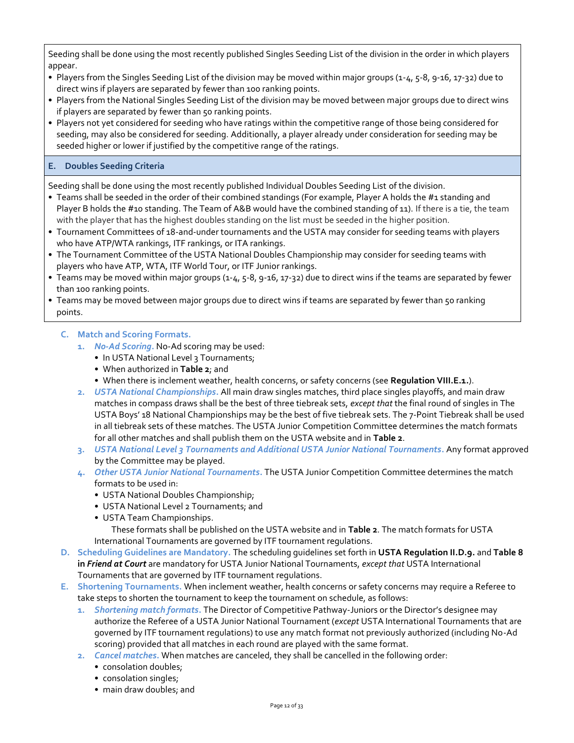Seeding shall be done using the most recently published Singles Seeding List of the division in the order in which players appear.

- Players from the Singles Seeding List of the division may be moved within major groups (1-4, 5-8, 9-16, 17-32) due to direct wins if players are separated by fewer than 100 ranking points.
- Players from the National Singles Seeding List of the division may be moved between major groups due to direct wins if players are separated by fewer than 50 ranking points.
- Players not yet considered for seeding who have ratings within the competitive range of those being considered for seeding, may also be considered for seeding. Additionally, a player already under consideration for seeding may be seeded higher or lower if justified by the competitive range of the ratings.

**E. Doubles Seeding Criteria**

Seeding shall be done using the most recently published Individual Doubles Seeding List of the division.

- Teams shall be seeded in the order of their combined standings (For example, Player A holds the #1 standing and Player B holds the #10 standing. The Team of A&B would have the combined standing of 11). If there is a tie, the team with the player that has the highest doubles standing on the list must be seeded in the higher position.
- Tournament Committees of 18-and-under tournaments and the USTA may consider for seeding teams with players who have ATP/WTA rankings, ITF rankings, or ITA rankings.
- The Tournament Committee of the USTA National Doubles Championship may consider for seeding teams with players who have ATP, WTA, ITF World Tour, or ITF Junior rankings.
- Teams may be moved within major groups (1-4, 5-8, 9-16, 17-32) due to direct wins if the teams are separated by fewer than 100 ranking points.
- Teams may be moved between major groups due to direct wins if teams are separated by fewer than 50 ranking points.

**C. Match and Scoring Formats.**

1. ***No-Ad Scoring.*** No-Ad scoring may be used:
   - In USTA National Level 3 Tournaments;
   - When authorized in **Table 2**; and
   - When there is inclement weather, health concerns, or safety concerns (see **Regulation VIII.E.1.**).
2. ***USTA National Championships.*** All main draw singles matches, third place singles playoffs, and main draw matches in compass draws shall be the best of three tiebreak sets, *except that* the final round of singles in The USTA Boys' 18 National Championships may be the best of five tiebreak sets. The 7-Point Tiebreak shall be used in all tiebreak sets of these matches. The USTA Junior Competition Committee determines the match formats for all other matches and shall publish them on the USTA website and in **Table 2**.
3. ***USTA National Level 3 Tournaments and Additional USTA Junior National Tournaments.*** Any format approved by the Committee may be played.
4. ***Other USTA Junior National Tournaments.*** The USTA Junior Competition Committee determines the match formats to be used in:
   - USTA National Doubles Championship;
   - USTA National Level 2 Tournaments; and
   - USTA Team Championships.

   These formats shall be published on the USTA website and in **Table 2**. The match formats for USTA International Tournaments are governed by ITF tournament regulations.

**D. Scheduling Guidelines are Mandatory.** The scheduling guidelines set forth in **USTA Regulation II.D.9.** and **Table 8 in *Friend at Court*** are mandatory for USTA Junior National Tournaments, *except that* USTA International Tournaments that are governed by ITF tournament regulations.

**E. Shortening Tournaments.** When inclement weather, health concerns or safety concerns may require a Referee to take steps to shorten the tournament to keep the tournament on schedule, as follows:

1. ***Shortening match formats.*** The Director of Competitive Pathway-Juniors or the Director's designee may authorize the Referee of a USTA Junior National Tournament (*except* USTA International Tournaments that are governed by ITF tournament regulations) to use any match format not previously authorized (including No-Ad scoring) provided that all matches in each round are played with the same format.
2. ***Cancel matches.*** When matches are canceled, they shall be cancelled in the following order:
   - consolation doubles;
   - consolation singles;
   - main draw doubles; and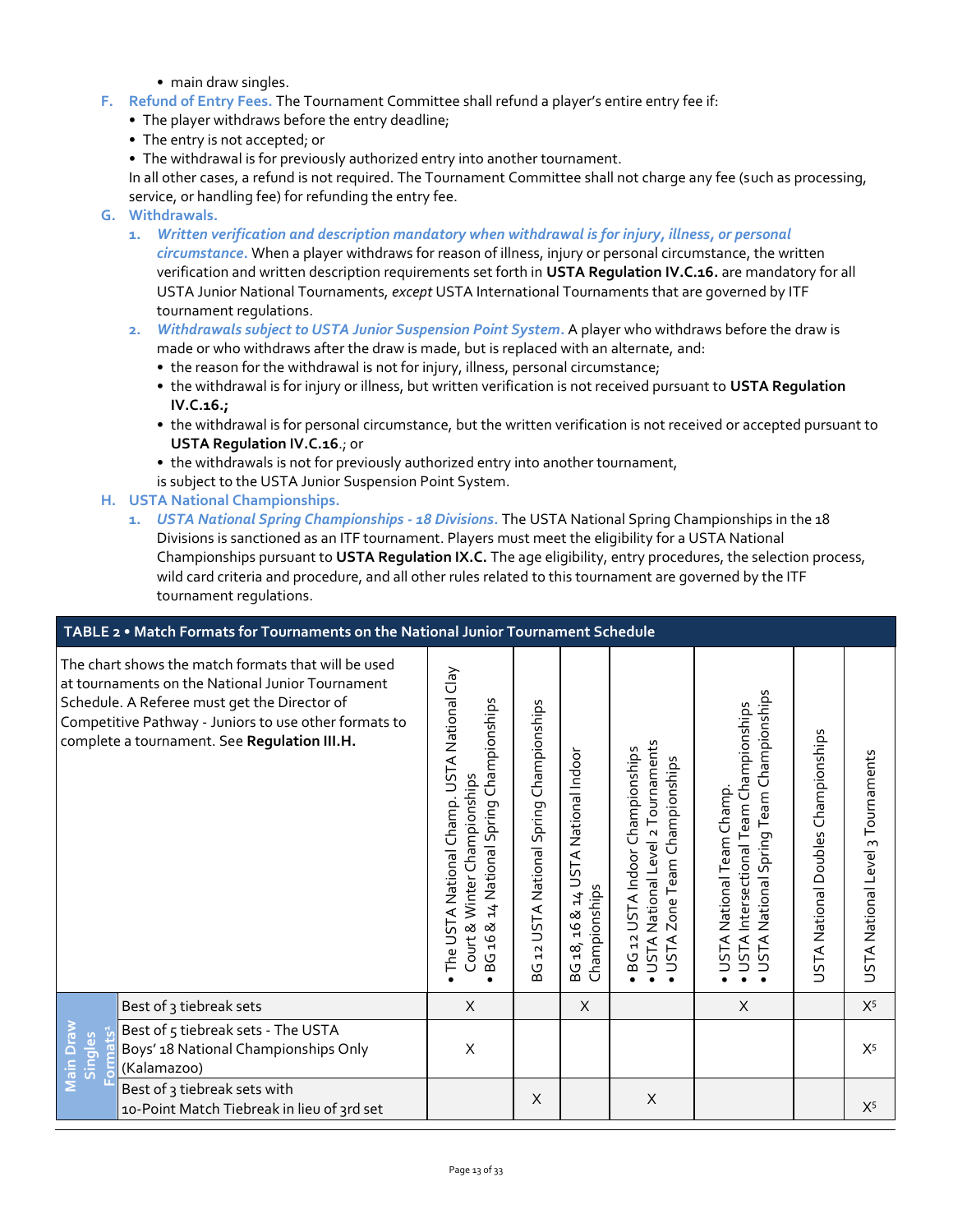- main draw singles.

**F. Refund of Entry Fees.** The Tournament Committee shall refund a player's entire entry fee if:

- The player withdraws before the entry deadline;
- The entry is not accepted; or
- The withdrawal is for previously authorized entry into another tournament.

In all other cases, a refund is not required. The Tournament Committee shall not charge any fee (such as processing, service, or handling fee) for refunding the entry fee.

**G. Withdrawals.**

1. ***Written verification and description mandatory when withdrawal is for injury, illness, or personal circumstance.*** When a player withdraws for reason of illness, injury or personal circumstance, the written verification and written description requirements set forth in **USTA Regulation IV.C.16.** are mandatory for all USTA Junior National Tournaments, *except* USTA International Tournaments that are governed by ITF tournament regulations.
2. ***Withdrawals subject to USTA Junior Suspension Point System.*** A player who withdraws before the draw is made or who withdraws after the draw is made, but is replaced with an alternate, and:
   - the reason for the withdrawal is not for injury, illness, personal circumstance;
   - the withdrawal is for injury or illness, but written verification is not received pursuant to **USTA Regulation IV.C.16.;**
   - the withdrawal is for personal circumstance, but the written verification is not received or accepted pursuant to **USTA Regulation IV.C.16**.; or
   - the withdrawals is not for previously authorized entry into another tournament,

   is subject to the USTA Junior Suspension Point System.

**H. USTA National Championships.**

1. ***USTA National Spring Championships - 18 Divisions.*** The USTA National Spring Championships in the 18 Divisions is sanctioned as an ITF tournament. Players must meet the eligibility for a USTA National Championships pursuant to **USTA Regulation IX.C.** The age eligibility, entry procedures, the selection process, wild card criteria and procedure, and all other rules related to this tournament are governed by the ITF tournament regulations.

**TABLE 2 • Match Formats for Tournaments on the National Junior Tournament Schedule**

| The chart shows the match formats that will be used at tournaments on the National Junior Tournament Schedule. A Referee must get the Director of Competitive Pathway - Juniors to use other formats to complete a tournament. See **Regulation III.H.** | | • The USTA National Champ. USTA National Clay Court & Winter Championships • BG 16 & 14 National Spring Championships | BG 12 USTA National Spring Championships | BG 18, 16 & 14 USTA National Indoor Championships | • BG 12 USTA Indoor Championships • USTA National Level 2 Tournaments • USTA Zone Team Championships | • USTA National Team Champ. • USTA Intersectional Team Championships • USTA National Spring Team Championships | USTA National Doubles Championships | USTA National Level 3 Tournaments |
|---|---|---|---|---|---|---|---|---|
| Main Draw Singles Formats[1] | Best of 3 tiebreak sets | X | | X | | X | | X[5] |
| | Best of 5 tiebreak sets - The USTA Boys' 18 National Championships Only (Kalamazoo) | X | | | | | | X[5] |
| | Best of 3 tiebreak sets with 10-Point Match Tiebreak in lieu of 3rd set | | X | | X | | | X[5] |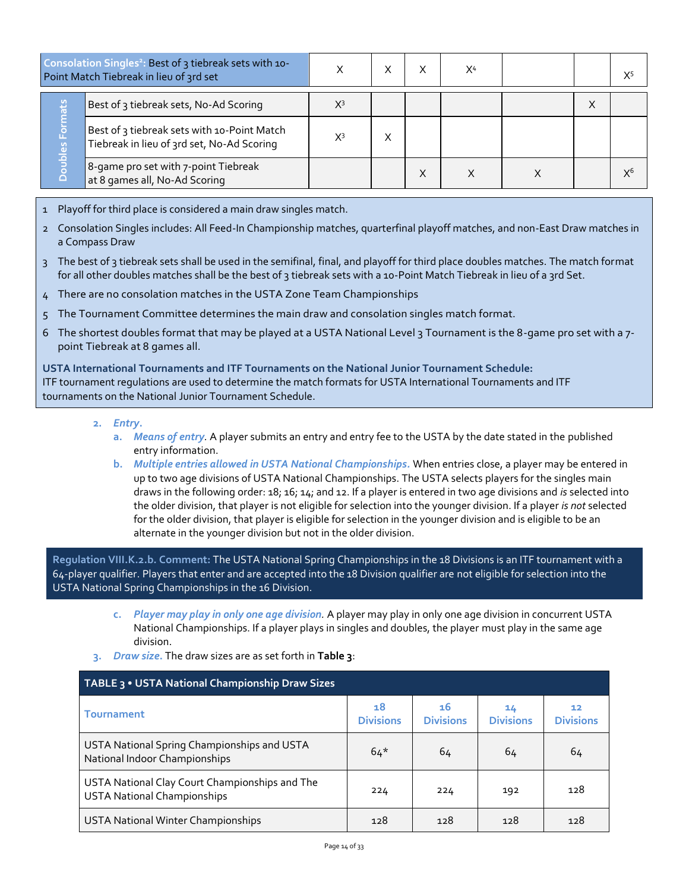| Consolation Singles[2]: Best of 3 tiebreak sets with 10-Point Match Tiebreak in lieu of 3rd set | | X | X | X | X[4] | | | X[5] |
|---|---|---|---|---|---|---|---|---|
| Doubles Formats | Best of 3 tiebreak sets, No-Ad Scoring | X[3] | | | | | X | |
| | Best of 3 tiebreak sets with 10-Point Match Tiebreak in lieu of 3rd set, No-Ad Scoring | X[3] | X | | | | | |
| | 8-game pro set with 7-point Tiebreak at 8 games all, No-Ad Scoring | | | X | X | X | | X[6] |

1 Playoff for third place is considered a main draw singles match.

2 Consolation Singles includes: All Feed-In Championship matches, quarterfinal playoff matches, and non-East Draw matches in a Compass Draw

3 The best of 3 tiebreak sets shall be used in the semifinal, final, and playoff for third place doubles matches. The match format for all other doubles matches shall be the best of 3 tiebreak sets with a 10-Point Match Tiebreak in lieu of a 3rd Set.

4 There are no consolation matches in the USTA Zone Team Championships

5 The Tournament Committee determines the main draw and consolation singles match format.

6 The shortest doubles format that may be played at a USTA National Level 3 Tournament is the 8-game pro set with a 7-point Tiebreak at 8 games all.

**USTA International Tournaments and ITF Tournaments on the National Junior Tournament Schedule:**
ITF tournament regulations are used to determine the match formats for USTA International Tournaments and ITF tournaments on the National Junior Tournament Schedule.

2. ***Entry***.
   a. ***Means of entry***. A player submits an entry and entry fee to the USTA by the date stated in the published entry information.
   b. ***Multiple entries allowed in USTA National Championships.*** When entries close, a player may be entered in up to two age divisions of USTA National Championships. The USTA selects players for the singles main draws in the following order: 18; 16; 14; and 12. If a player is entered in two age divisions and *is* selected into the older division, that player is not eligible for selection into the younger division. If a player *is not* selected for the older division, that player is eligible for selection in the younger division and is eligible to be an alternate in the younger division but not in the older division.

**Regulation VIII.K.2.b. Comment:** The USTA National Spring Championships in the 18 Divisions is an ITF tournament with a 64-player qualifier. Players that enter and are accepted into the 18 Division qualifier are not eligible for selection into the USTA National Spring Championships in the 16 Division.

   c. ***Player may play in only one age division***. A player may play in only one age division in concurrent USTA National Championships. If a player plays in singles and doubles, the player must play in the same age division.

3. ***Draw size***. The draw sizes are as set forth in **Table 3**:

**TABLE 3 • USTA National Championship Draw Sizes**

| Tournament | 18 Divisions | 16 Divisions | 14 Divisions | 12 Divisions |
|---|---|---|---|---|
| USTA National Spring Championships and USTA National Indoor Championships | 64* | 64 | 64 | 64 |
| USTA National Clay Court Championships and The USTA National Championships | 224 | 224 | 192 | 128 |
| USTA National Winter Championships | 128 | 128 | 128 | 128 |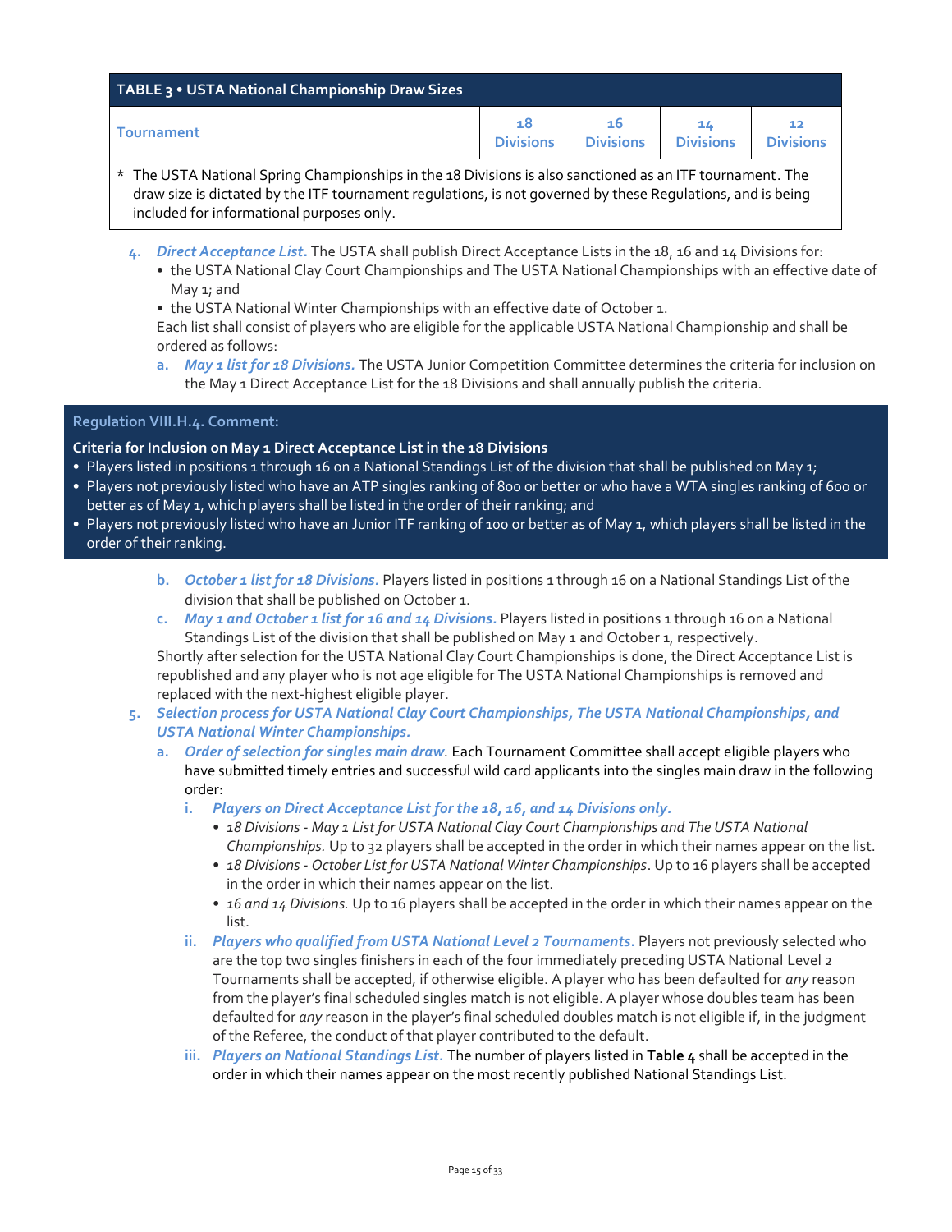| TABLE 3 • USTA National Championship Draw Sizes | | | | |
|---|---|---|---|---|
| Tournament | 18 Divisions | 16 Divisions | 14 Divisions | 12 Divisions |

\* The USTA National Spring Championships in the 18 Divisions is also sanctioned as an ITF tournament. The draw size is dictated by the ITF tournament regulations, is not governed by these Regulations, and is being included for informational purposes only.

4. *Direct Acceptance List.* The USTA shall publish Direct Acceptance Lists in the 18, 16 and 14 Divisions for:
   - the USTA National Clay Court Championships and The USTA National Championships with an effective date of May 1; and
   - the USTA National Winter Championships with an effective date of October 1.

   Each list shall consist of players who are eligible for the applicable USTA National Championship and shall be ordered as follows:

   a. *May 1 list for 18 Divisions.* The USTA Junior Competition Committee determines the criteria for inclusion on the May 1 Direct Acceptance List for the 18 Divisions and shall annually publish the criteria.

**Regulation VIII.H.4. Comment:**

**Criteria for Inclusion on May 1 Direct Acceptance List in the 18 Divisions**

- Players listed in positions 1 through 16 on a National Standings List of the division that shall be published on May 1;
- Players not previously listed who have an ATP singles ranking of 800 or better or who have a WTA singles ranking of 600 or better as of May 1, which players shall be listed in the order of their ranking; and
- Players not previously listed who have an Junior ITF ranking of 100 or better as of May 1, which players shall be listed in the order of their ranking.

   b. *October 1 list for 18 Divisions.* Players listed in positions 1 through 16 on a National Standings List of the division that shall be published on October 1.

   c. *May 1 and October 1 list for 16 and 14 Divisions.* Players listed in positions 1 through 16 on a National Standings List of the division that shall be published on May 1 and October 1, respectively.

   Shortly after selection for the USTA National Clay Court Championships is done, the Direct Acceptance List is republished and any player who is not age eligible for The USTA National Championships is removed and replaced with the next-highest eligible player.

5. ***Selection process for USTA National Clay Court Championships, The USTA National Championships, and USTA National Winter Championships.***

   a. *Order of selection for singles main draw.* Each Tournament Committee shall accept eligible players who have submitted timely entries and successful wild card applicants into the singles main draw in the following order:

      i. ***Players on Direct Acceptance List for the 18, 16, and 14 Divisions only.***
         - *18 Divisions - May 1 List for USTA National Clay Court Championships and The USTA National Championships.* Up to 32 players shall be accepted in the order in which their names appear on the list.
         - *18 Divisions - October List for USTA National Winter Championships*. Up to 16 players shall be accepted in the order in which their names appear on the list.
         - *16 and 14 Divisions.* Up to 16 players shall be accepted in the order in which their names appear on the list.

      ii. *Players who qualified from USTA National Level 2 Tournaments.* Players not previously selected who are the top two singles finishers in each of the four immediately preceding USTA National Level 2 Tournaments shall be accepted, if otherwise eligible. A player who has been defaulted for *any* reason from the player's final scheduled singles match is not eligible. A player whose doubles team has been defaulted for *any* reason in the player's final scheduled doubles match is not eligible if, in the judgment of the Referee, the conduct of that player contributed to the default.

      iii. *Players on National Standings List.* The number of players listed in **Table 4** shall be accepted in the order in which their names appear on the most recently published National Standings List.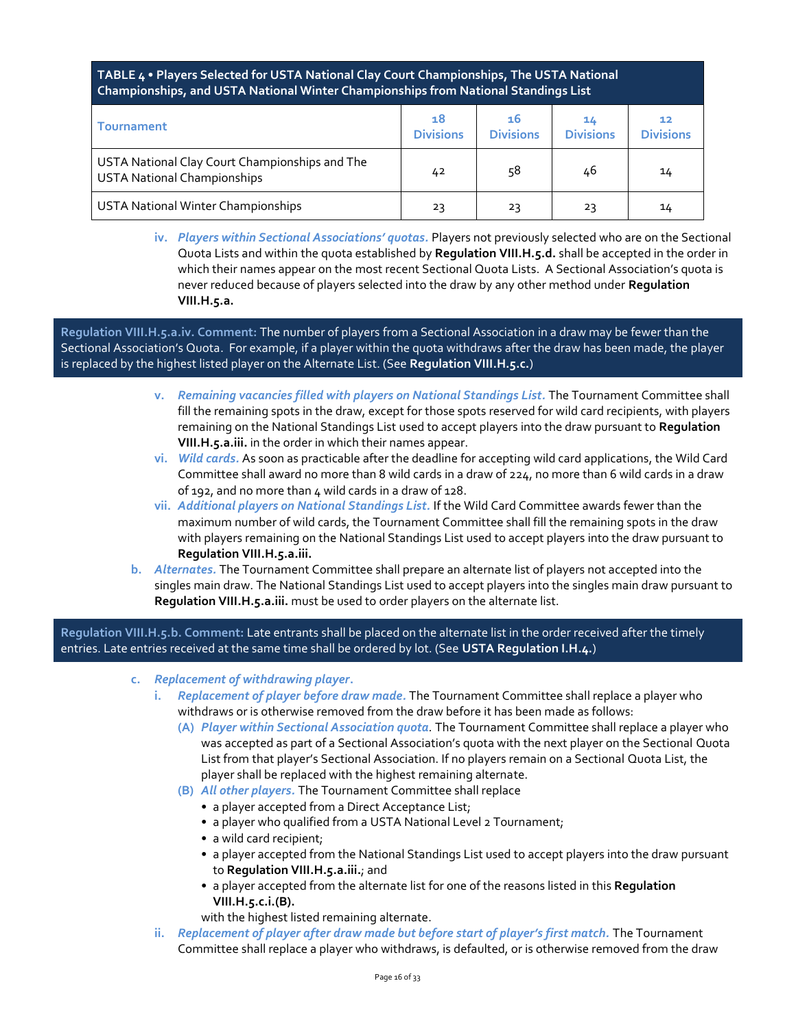| TABLE 4 • Players Selected for USTA National Clay Court Championships, The USTA National Championships, and USTA National Winter Championships from National Standings List | | | | |
|---|---|---|---|---|
| Tournament | 18 Divisions | 16 Divisions | 14 Divisions | 12 Divisions |
| USTA National Clay Court Championships and The USTA National Championships | 42 | 58 | 46 | 14 |
| USTA National Winter Championships | 23 | 23 | 23 | 14 |

iv. *Players within Sectional Associations' quotas.* Players not previously selected who are on the Sectional Quota Lists and within the quota established by **Regulation VIII.H.5.d.** shall be accepted in the order in which their names appear on the most recent Sectional Quota Lists. A Sectional Association's quota is never reduced because of players selected into the draw by any other method under **Regulation VIII.H.5.a.**

**Regulation VIII.H.5.a.iv. Comment:** The number of players from a Sectional Association in a draw may be fewer than the Sectional Association's Quota. For example, if a player within the quota withdraws after the draw has been made, the player is replaced by the highest listed player on the Alternate List. (See **Regulation VIII.H.5.c.**)

v. *Remaining vacancies filled with players on National Standings List.* The Tournament Committee shall fill the remaining spots in the draw, except for those spots reserved for wild card recipients, with players remaining on the National Standings List used to accept players into the draw pursuant to **Regulation VIII.H.5.a.iii.** in the order in which their names appear.

vi. *Wild cards.* As soon as practicable after the deadline for accepting wild card applications, the Wild Card Committee shall award no more than 8 wild cards in a draw of 224, no more than 6 wild cards in a draw of 192, and no more than 4 wild cards in a draw of 128.

vii. *Additional players on National Standings List.* If the Wild Card Committee awards fewer than the maximum number of wild cards, the Tournament Committee shall fill the remaining spots in the draw with players remaining on the National Standings List used to accept players into the draw pursuant to **Regulation VIII.H.5.a.iii.**

b. *Alternates.* The Tournament Committee shall prepare an alternate list of players not accepted into the singles main draw. The National Standings List used to accept players into the singles main draw pursuant to **Regulation VIII.H.5.a.iii.** must be used to order players on the alternate list.

**Regulation VIII.H.5.b. Comment:** Late entrants shall be placed on the alternate list in the order received after the timely entries. Late entries received at the same time shall be ordered by lot. (See **USTA Regulation I.H.4.**)

c. *Replacement of withdrawing player.*

i. *Replacement of player before draw made.* The Tournament Committee shall replace a player who withdraws or is otherwise removed from the draw before it has been made as follows:

(A) *Player within Sectional Association quota.* The Tournament Committee shall replace a player who was accepted as part of a Sectional Association's quota with the next player on the Sectional Quota List from that player's Sectional Association. If no players remain on a Sectional Quota List, the player shall be replaced with the highest remaining alternate.

(B) *All other players.* The Tournament Committee shall replace

- a player accepted from a Direct Acceptance List;
- a player who qualified from a USTA National Level 2 Tournament;
- a wild card recipient;
- a player accepted from the National Standings List used to accept players into the draw pursuant to **Regulation VIII.H.5.a.iii.**; and
- a player accepted from the alternate list for one of the reasons listed in this **Regulation VIII.H.5.c.i.(B).**

with the highest listed remaining alternate.

ii. *Replacement of player after draw made but before start of player's first match.* The Tournament Committee shall replace a player who withdraws, is defaulted, or is otherwise removed from the draw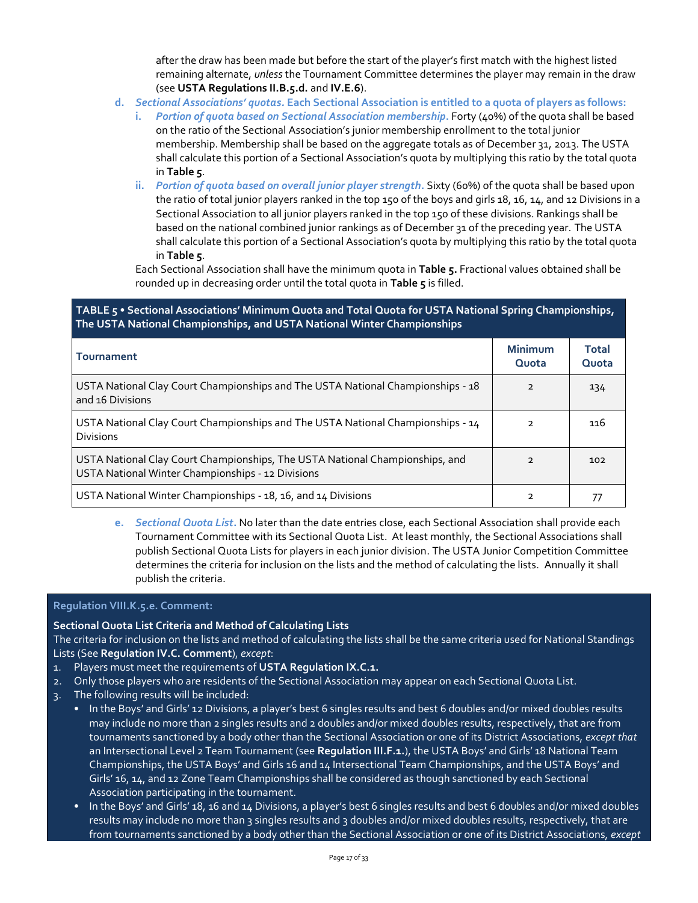after the draw has been made but before the start of the player's first match with the highest listed remaining alternate, *unless* the Tournament Committee determines the player may remain in the draw (see **USTA Regulations II.B.5.d.** and **IV.E.6**).

d. ***Sectional Associations' quotas.*** **Each Sectional Association is entitled to a quota of players as follows:**

   i. ***Portion of quota based on Sectional Association membership.*** Forty (40%) of the quota shall be based on the ratio of the Sectional Association's junior membership enrollment to the total junior membership. Membership shall be based on the aggregate totals as of December 31, 2013. The USTA shall calculate this portion of a Sectional Association's quota by multiplying this ratio by the total quota in **Table 5**.

   ii. ***Portion of quota based on overall junior player strength.*** Sixty (60%) of the quota shall be based upon the ratio of total junior players ranked in the top 150 of the boys and girls 18, 16, 14, and 12 Divisions in a Sectional Association to all junior players ranked in the top 150 of these divisions. Rankings shall be based on the national combined junior rankings as of December 31 of the preceding year. The USTA shall calculate this portion of a Sectional Association's quota by multiplying this ratio by the total quota in **Table 5**.

   Each Sectional Association shall have the minimum quota in **Table 5.** Fractional values obtained shall be rounded up in decreasing order until the total quota in **Table 5** is filled.

**TABLE 5 • Sectional Associations' Minimum Quota and Total Quota for USTA National Spring Championships, The USTA National Championships, and USTA National Winter Championships**

| Tournament | Minimum Quota | Total Quota |
|---|---|---|
| USTA National Clay Court Championships and The USTA National Championships - 18 and 16 Divisions | 2 | 134 |
| USTA National Clay Court Championships and The USTA National Championships - 14 Divisions | 2 | 116 |
| USTA National Clay Court Championships, The USTA National Championships, and USTA National Winter Championships - 12 Divisions | 2 | 102 |
| USTA National Winter Championships - 18, 16, and 14 Divisions | 2 | 77 |

e. ***Sectional Quota List.*** No later than the date entries close, each Sectional Association shall provide each Tournament Committee with its Sectional Quota List. At least monthly, the Sectional Associations shall publish Sectional Quota Lists for players in each junior division. The USTA Junior Competition Committee determines the criteria for inclusion on the lists and the method of calculating the lists. Annually it shall publish the criteria.

**Regulation VIII.K.5.e. Comment:**

**Sectional Quota List Criteria and Method of Calculating Lists**

The criteria for inclusion on the lists and method of calculating the lists shall be the same criteria used for National Standings Lists (See **Regulation IV.C. Comment**), *except*:

1. Players must meet the requirements of **USTA Regulation IX.C.1.**
2. Only those players who are residents of the Sectional Association may appear on each Sectional Quota List.
3. The following results will be included:
   - In the Boys' and Girls' 12 Divisions, a player's best 6 singles results and best 6 doubles and/or mixed doubles results may include no more than 2 singles results and 2 doubles and/or mixed doubles results, respectively, that are from tournaments sanctioned by a body other than the Sectional Association or one of its District Associations, *except that* an Intersectional Level 2 Team Tournament (see **Regulation III.F.1.**), the USTA Boys' and Girls' 18 National Team Championships, the USTA Boys' and Girls 16 and 14 Intersectional Team Championships, and the USTA Boys' and Girls' 16, 14, and 12 Zone Team Championships shall be considered as though sanctioned by each Sectional Association participating in the tournament.
   - In the Boys' and Girls' 18, 16 and 14 Divisions, a player's best 6 singles results and best 6 doubles and/or mixed doubles results may include no more than 3 singles results and 3 doubles and/or mixed doubles results, respectively, that are from tournaments sanctioned by a body other than the Sectional Association or one of its District Associations, *except*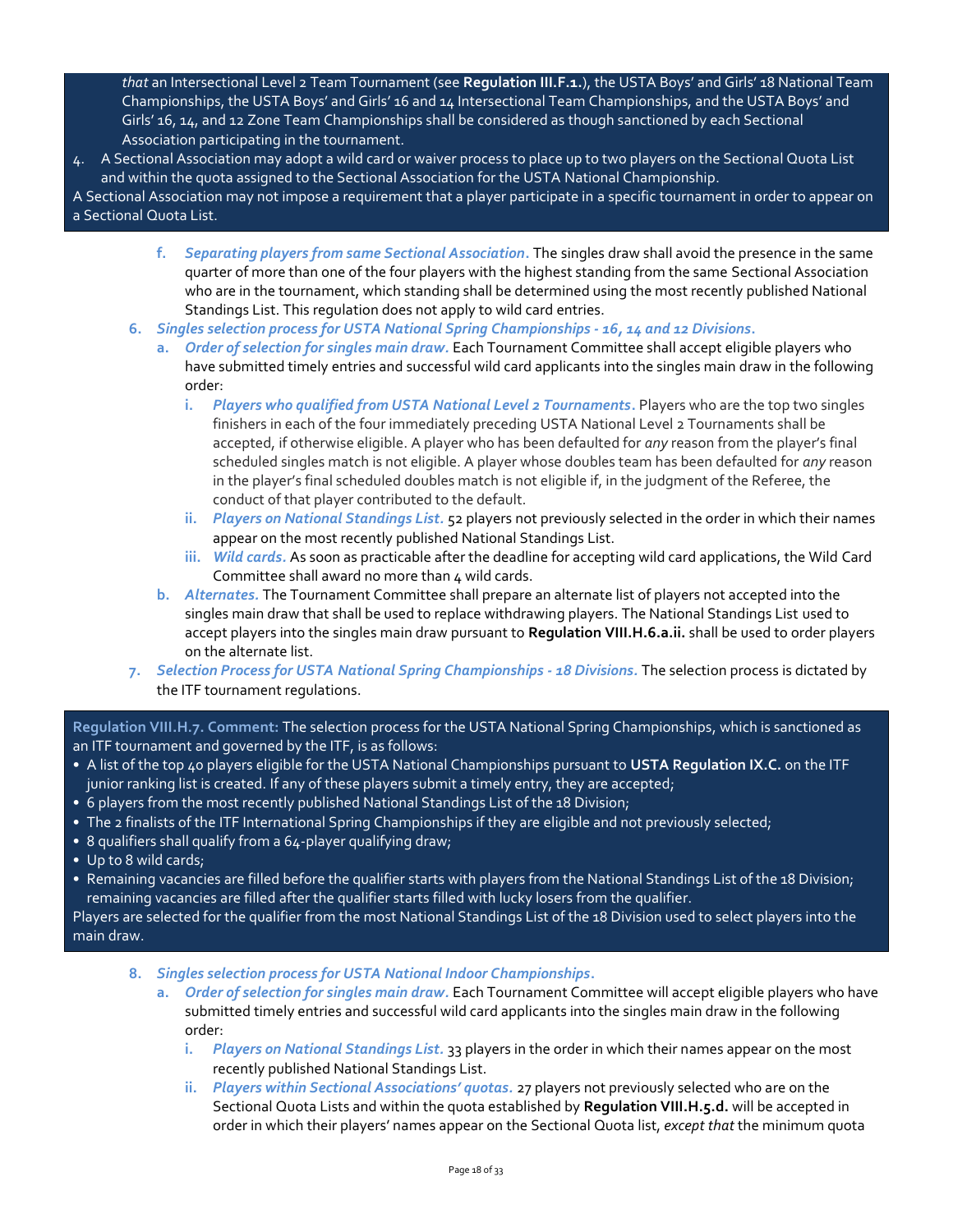*that* an Intersectional Level 2 Team Tournament (see **Regulation III.F.1.**), the USTA Boys' and Girls' 18 National Team Championships, the USTA Boys' and Girls' 16 and 14 Intersectional Team Championships, and the USTA Boys' and Girls' 16, 14, and 12 Zone Team Championships shall be considered as though sanctioned by each Sectional Association participating in the tournament.

4. A Sectional Association may adopt a wild card or waiver process to place up to two players on the Sectional Quota List and within the quota assigned to the Sectional Association for the USTA National Championship.

A Sectional Association may not impose a requirement that a player participate in a specific tournament in order to appear on a Sectional Quota List.

f. ***Separating players from same Sectional Association.*** The singles draw shall avoid the presence in the same quarter of more than one of the four players with the highest standing from the same Sectional Association who are in the tournament, which standing shall be determined using the most recently published National Standings List. This regulation does not apply to wild card entries.

6. ***Singles selection process for USTA National Spring Championships - 16, 14 and 12 Divisions.***
   a. ***Order of selection for singles main draw.*** Each Tournament Committee shall accept eligible players who have submitted timely entries and successful wild card applicants into the singles main draw in the following order:
      i. ***Players who qualified from USTA National Level 2 Tournaments.*** Players who are the top two singles finishers in each of the four immediately preceding USTA National Level 2 Tournaments shall be accepted, if otherwise eligible. A player who has been defaulted for *any* reason from the player's final scheduled singles match is not eligible. A player whose doubles team has been defaulted for *any* reason in the player's final scheduled doubles match is not eligible if, in the judgment of the Referee, the conduct of that player contributed to the default.
      ii. ***Players on National Standings List.*** 52 players not previously selected in the order in which their names appear on the most recently published National Standings List.
      iii. ***Wild cards.*** As soon as practicable after the deadline for accepting wild card applications, the Wild Card Committee shall award no more than 4 wild cards.
   b. ***Alternates.*** The Tournament Committee shall prepare an alternate list of players not accepted into the singles main draw that shall be used to replace withdrawing players. The National Standings List used to accept players into the singles main draw pursuant to **Regulation VIII.H.6.a.ii.** shall be used to order players on the alternate list.

7. ***Selection Process for USTA National Spring Championships - 18 Divisions.*** The selection process is dictated by the ITF tournament regulations.

**Regulation VIII.H.7. Comment:** The selection process for the USTA National Spring Championships, which is sanctioned as an ITF tournament and governed by the ITF, is as follows:

- A list of the top 40 players eligible for the USTA National Championships pursuant to **USTA Regulation IX.C.** on the ITF junior ranking list is created. If any of these players submit a timely entry, they are accepted;
- 6 players from the most recently published National Standings List of the 18 Division;
- The 2 finalists of the ITF International Spring Championships if they are eligible and not previously selected;
- 8 qualifiers shall qualify from a 64-player qualifying draw;
- Up to 8 wild cards;
- Remaining vacancies are filled before the qualifier starts with players from the National Standings List of the 18 Division; remaining vacancies are filled after the qualifier starts filled with lucky losers from the qualifier.

Players are selected for the qualifier from the most National Standings List of the 18 Division used to select players into the main draw.

8. ***Singles selection process for USTA National Indoor Championships.***
   a. ***Order of selection for singles main draw.*** Each Tournament Committee will accept eligible players who have submitted timely entries and successful wild card applicants into the singles main draw in the following order:
      i. ***Players on National Standings List.*** 33 players in the order in which their names appear on the most recently published National Standings List.
      ii. ***Players within Sectional Associations' quotas.*** 27 players not previously selected who are on the Sectional Quota Lists and within the quota established by **Regulation VIII.H.5.d.** will be accepted in order in which their players' names appear on the Sectional Quota list, *except that* the minimum quota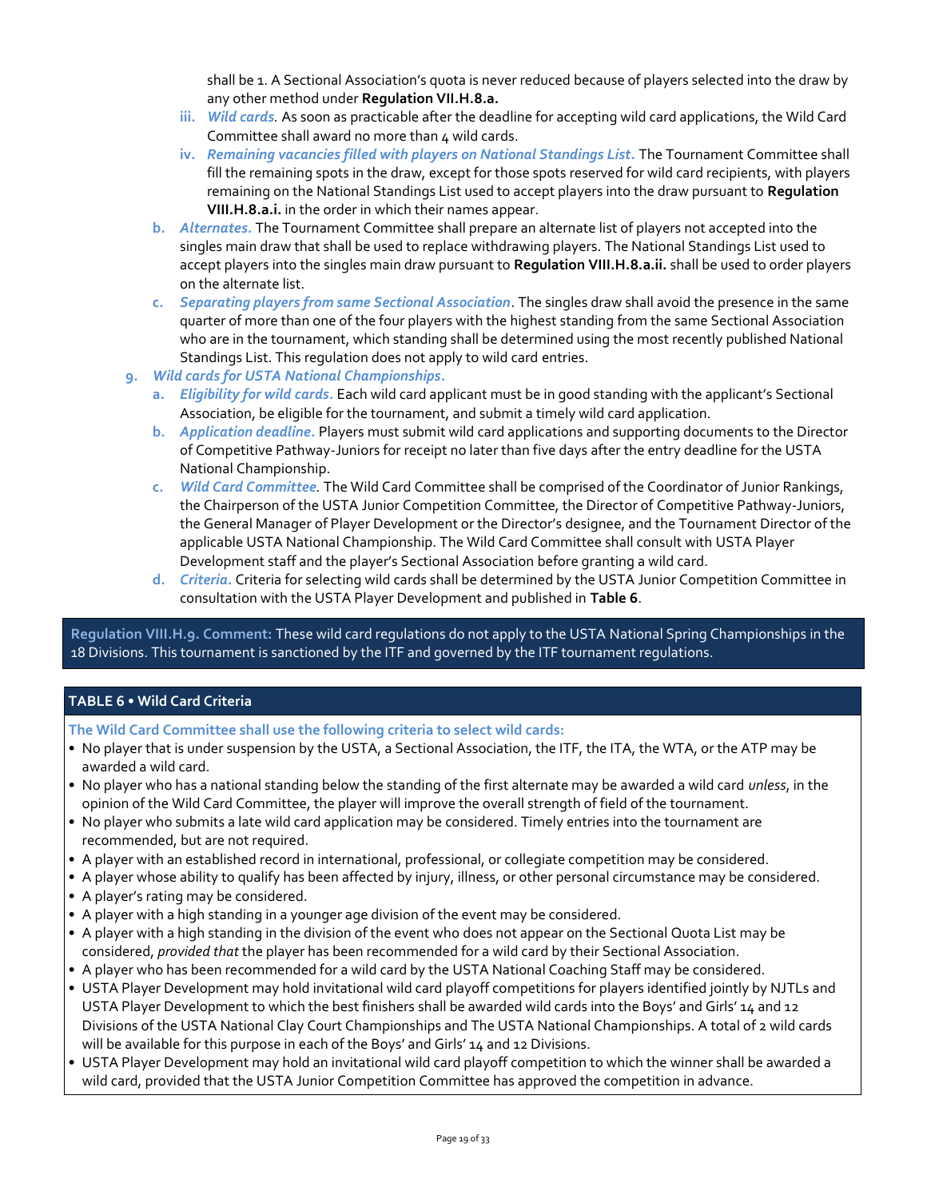shall be 1. A Sectional Association's quota is never reduced because of players selected into the draw by any other method under **Regulation VII.H.8.a.**

iii. *Wild cards.* As soon as practicable after the deadline for accepting wild card applications, the Wild Card Committee shall award no more than 4 wild cards.

iv. ***Remaining vacancies filled with players on National Standings List.*** The Tournament Committee shall fill the remaining spots in the draw, except for those spots reserved for wild card recipients, with players remaining on the National Standings List used to accept players into the draw pursuant to **Regulation VIII.H.8.a.i.** in the order in which their names appear.

b. ***Alternates.*** The Tournament Committee shall prepare an alternate list of players not accepted into the singles main draw that shall be used to replace withdrawing players. The National Standings List used to accept players into the singles main draw pursuant to **Regulation VIII.H.8.a.ii.** shall be used to order players on the alternate list.

c. ***Separating players from same Sectional Association***. The singles draw shall avoid the presence in the same quarter of more than one of the four players with the highest standing from the same Sectional Association who are in the tournament, which standing shall be determined using the most recently published National Standings List. This regulation does not apply to wild card entries.

9. ***Wild cards for USTA National Championships.***

a. ***Eligibility for wild cards.*** Each wild card applicant must be in good standing with the applicant's Sectional Association, be eligible for the tournament, and submit a timely wild card application.

b. ***Application deadline.*** Players must submit wild card applications and supporting documents to the Director of Competitive Pathway-Juniors for receipt no later than five days after the entry deadline for the USTA National Championship.

c. *Wild Card Committee.* The Wild Card Committee shall be comprised of the Coordinator of Junior Rankings, the Chairperson of the USTA Junior Competition Committee, the Director of Competitive Pathway-Juniors, the General Manager of Player Development or the Director's designee, and the Tournament Director of the applicable USTA National Championship. The Wild Card Committee shall consult with USTA Player Development staff and the player's Sectional Association before granting a wild card.

d. ***Criteria.*** Criteria for selecting wild cards shall be determined by the USTA Junior Competition Committee in consultation with the USTA Player Development and published in **Table 6**.

**Regulation VIII.H.9. Comment:** These wild card regulations do not apply to the USTA National Spring Championships in the 18 Divisions. This tournament is sanctioned by the ITF and governed by the ITF tournament regulations.

**TABLE 6 • Wild Card Criteria**

**The Wild Card Committee shall use the following criteria to select wild cards:**

- No player that is under suspension by the USTA, a Sectional Association, the ITF, the ITA, the WTA, or the ATP may be awarded a wild card.
- No player who has a national standing below the standing of the first alternate may be awarded a wild card *unless*, in the opinion of the Wild Card Committee, the player will improve the overall strength of field of the tournament.
- No player who submits a late wild card application may be considered. Timely entries into the tournament are recommended, but are not required.
- A player with an established record in international, professional, or collegiate competition may be considered.
- A player whose ability to qualify has been affected by injury, illness, or other personal circumstance may be considered.
- A player's rating may be considered.
- A player with a high standing in a younger age division of the event may be considered.
- A player with a high standing in the division of the event who does not appear on the Sectional Quota List may be considered, *provided that* the player has been recommended for a wild card by their Sectional Association.
- A player who has been recommended for a wild card by the USTA National Coaching Staff may be considered.
- USTA Player Development may hold invitational wild card playoff competitions for players identified jointly by NJTLs and USTA Player Development to which the best finishers shall be awarded wild cards into the Boys' and Girls' 14 and 12 Divisions of the USTA National Clay Court Championships and The USTA National Championships. A total of 2 wild cards will be available for this purpose in each of the Boys' and Girls' 14 and 12 Divisions.
- USTA Player Development may hold an invitational wild card playoff competition to which the winner shall be awarded a wild card, provided that the USTA Junior Competition Committee has approved the competition in advance.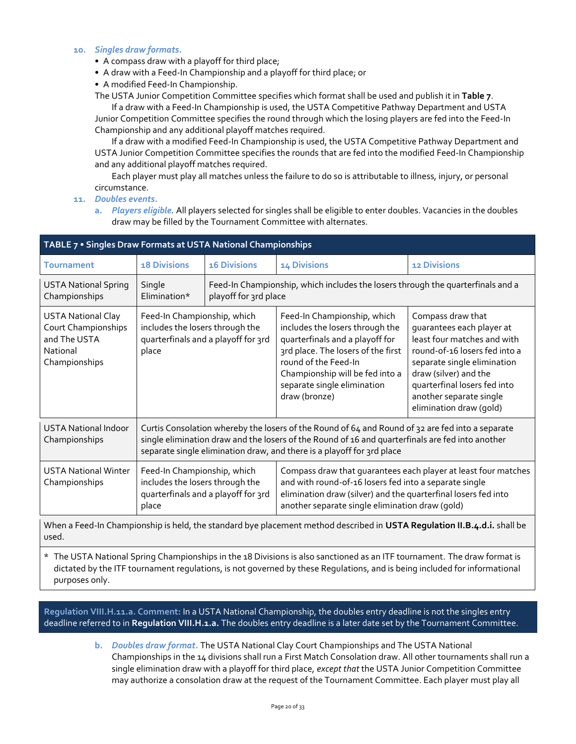10. ***Singles draw formats.***
    - A compass draw with a playoff for third place;
    - A draw with a Feed-In Championship and a playoff for third place; or
    - A modified Feed-In Championship.

    The USTA Junior Competition Committee specifies which format shall be used and publish it in **Table 7**.

    If a draw with a Feed-In Championship is used, the USTA Competitive Pathway Department and USTA Junior Competition Committee specifies the round through which the losing players are fed into the Feed-In Championship and any additional playoff matches required.

    If a draw with a modified Feed-In Championship is used, the USTA Competitive Pathway Department and USTA Junior Competition Committee specifies the rounds that are fed into the modified Feed-In Championship and any additional playoff matches required.

    Each player must play all matches unless the failure to do so is attributable to illness, injury, or personal circumstance.

11. ***Doubles events.***

    a. ***Players eligible.*** All players selected for singles shall be eligible to enter doubles. Vacancies in the doubles draw may be filled by the Tournament Committee with alternates.

**TABLE 7 • Singles Draw Formats at USTA National Championships**

| Tournament | 18 Divisions | 16 Divisions | 14 Divisions | 12 Divisions |
|---|---|---|---|---|
| USTA National Spring Championships | Single Elimination* | Feed-In Championship, which includes the losers through the quarterfinals and a playoff for 3rd place | | |
| USTA National Clay Court Championships and The USTA National Championships | Feed-In Championship, which includes the losers through the quarterfinals and a playoff for 3rd place | | Feed-In Championship, which includes the losers through the quarterfinals and a playoff for 3rd place. The losers of the first round of the Feed-In Championship will be fed into a separate single elimination draw (bronze) | Compass draw that guarantees each player at least four matches and with round-of-16 losers fed into a separate single elimination draw (silver) and the quarterfinal losers fed into another separate single elimination draw (gold) |
| USTA National Indoor Championships | Curtis Consolation whereby the losers of the Round of 64 and Round of 32 are fed into a separate single elimination draw and the losers of the Round of 16 and quarterfinals are fed into another separate single elimination draw, and there is a playoff for 3rd place | | | |
| USTA National Winter Championships | Feed-In Championship, which includes the losers through the quarterfinals and a playoff for 3rd place | | Compass draw that guarantees each player at least four matches and with round-of-16 losers fed into a separate single elimination draw (silver) and the quarterfinal losers fed into another separate single elimination draw (gold) | |

When a Feed-In Championship is held, the standard bye placement method described in **USTA Regulation II.B.4.d.i.** shall be used.

\* The USTA National Spring Championships in the 18 Divisions is also sanctioned as an ITF tournament. The draw format is dictated by the ITF tournament regulations, is not governed by these Regulations, and is being included for informational purposes only.

**Regulation VIII.H.11.a. Comment:** In a USTA National Championship, the doubles entry deadline is not the singles entry deadline referred to in **Regulation VIII.H.1.a.** The doubles entry deadline is a later date set by the Tournament Committee.

b. ***Doubles draw format.*** The USTA National Clay Court Championships and The USTA National Championships in the 14 divisions shall run a First Match Consolation draw. All other tournaments shall run a single elimination draw with a playoff for third place, *except that* the USTA Junior Competition Committee may authorize a consolation draw at the request of the Tournament Committee. Each player must play all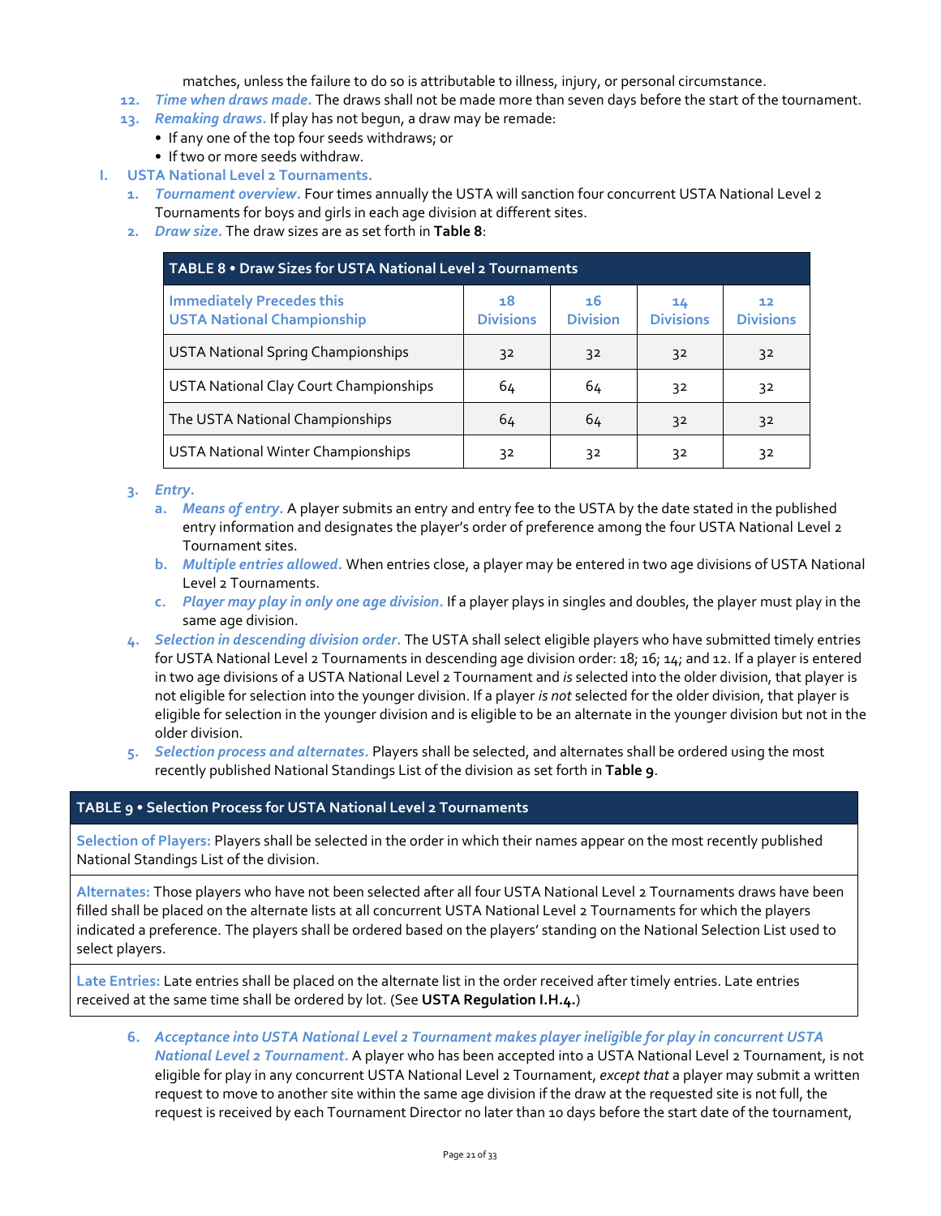matches, unless the failure to do so is attributable to illness, injury, or personal circumstance.

12. *Time when draws made.* The draws shall not be made more than seven days before the start of the tournament.
13. *Remaking draws.* If play has not begun, a draw may be remade:
    - If any one of the top four seeds withdraws; or
    - If two or more seeds withdraw.

## I. USTA National Level 2 Tournaments.

1. *Tournament overview.* Four times annually the USTA will sanction four concurrent USTA National Level 2 Tournaments for boys and girls in each age division at different sites.
2. *Draw size.* The draw sizes are as set forth in **Table 8**:

**TABLE 8 • Draw Sizes for USTA National Level 2 Tournaments**

| Immediately Precedes this USTA National Championship | 18 Divisions | 16 Division | 14 Divisions | 12 Divisions |
|---|---|---|---|---|
| USTA National Spring Championships | 32 | 32 | 32 | 32 |
| USTA National Clay Court Championships | 64 | 64 | 32 | 32 |
| The USTA National Championships | 64 | 64 | 32 | 32 |
| USTA National Winter Championships | 32 | 32 | 32 | 32 |

3. *Entry.*
    a. *Means of entry.* A player submits an entry and entry fee to the USTA by the date stated in the published entry information and designates the player's order of preference among the four USTA National Level 2 Tournament sites.
    b. *Multiple entries allowed.* When entries close, a player may be entered in two age divisions of USTA National Level 2 Tournaments.
    c. *Player may play in only one age division.* If a player plays in singles and doubles, the player must play in the same age division.
4. *Selection in descending division order.* The USTA shall select eligible players who have submitted timely entries for USTA National Level 2 Tournaments in descending age division order: 18; 16; 14; and 12. If a player is entered in two age divisions of a USTA National Level 2 Tournament and *is* selected into the older division, that player is not eligible for selection into the younger division. If a player *is not* selected for the older division, that player is eligible for selection in the younger division and is eligible to be an alternate in the younger division but not in the older division.
5. *Selection process and alternates.* Players shall be selected, and alternates shall be ordered using the most recently published National Standings List of the division as set forth in **Table 9**.

| TABLE 9 • Selection Process for USTA National Level 2 Tournaments |
|---|
| **Selection of Players:** Players shall be selected in the order in which their names appear on the most recently published National Standings List of the division. |
| **Alternates:** Those players who have not been selected after all four USTA National Level 2 Tournaments draws have been filled shall be placed on the alternate lists at all concurrent USTA National Level 2 Tournaments for which the players indicated a preference. The players shall be ordered based on the players' standing on the National Selection List used to select players. |
| **Late Entries:** Late entries shall be placed on the alternate list in the order received after timely entries. Late entries received at the same time shall be ordered by lot. (See **USTA Regulation I.H.4.**) |

6. *Acceptance into USTA National Level 2 Tournament makes player ineligible for play in concurrent USTA National Level 2 Tournament.* A player who has been accepted into a USTA National Level 2 Tournament, is not eligible for play in any concurrent USTA National Level 2 Tournament, *except that* a player may submit a written request to move to another site within the same age division if the draw at the requested site is not full, the request is received by each Tournament Director no later than 10 days before the start date of the tournament,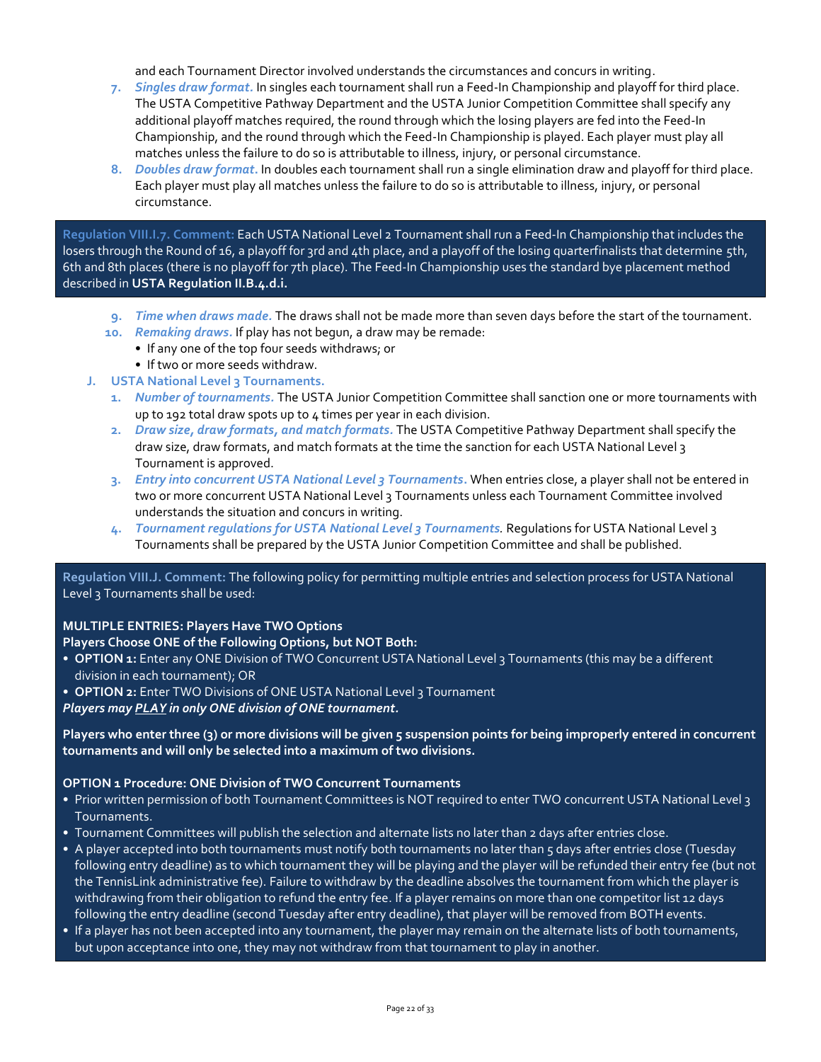and each Tournament Director involved understands the circumstances and concurs in writing.

7. ***Singles draw format.*** In singles each tournament shall run a Feed-In Championship and playoff for third place. The USTA Competitive Pathway Department and the USTA Junior Competition Committee shall specify any additional playoff matches required, the round through which the losing players are fed into the Feed-In Championship, and the round through which the Feed-In Championship is played. Each player must play all matches unless the failure to do so is attributable to illness, injury, or personal circumstance.
8. ***Doubles draw format.*** In doubles each tournament shall run a single elimination draw and playoff for third place. Each player must play all matches unless the failure to do so is attributable to illness, injury, or personal circumstance.

**Regulation VIII.I.7. Comment:** Each USTA National Level 2 Tournament shall run a Feed-In Championship that includes the losers through the Round of 16, a playoff for 3rd and 4th place, and a playoff of the losing quarterfinalists that determine 5th, 6th and 8th places (there is no playoff for 7th place). The Feed-In Championship uses the standard bye placement method described in **USTA Regulation II.B.4.d.i.**

9. ***Time when draws made.*** The draws shall not be made more than seven days before the start of the tournament.
10. ***Remaking draws.*** If play has not begun, a draw may be remade:
    - If any one of the top four seeds withdraws; or
    - If two or more seeds withdraw.

### J. USTA National Level 3 Tournaments.

1. ***Number of tournaments.*** The USTA Junior Competition Committee shall sanction one or more tournaments with up to 192 total draw spots up to 4 times per year in each division.
2. ***Draw size, draw formats, and match formats.*** The USTA Competitive Pathway Department shall specify the draw size, draw formats, and match formats at the time the sanction for each USTA National Level 3 Tournament is approved.
3. ***Entry into concurrent USTA National Level 3 Tournaments.*** When entries close, a player shall not be entered in two or more concurrent USTA National Level 3 Tournaments unless each Tournament Committee involved understands the situation and concurs in writing.
4. ***Tournament regulations for USTA National Level 3 Tournaments.*** Regulations for USTA National Level 3 Tournaments shall be prepared by the USTA Junior Competition Committee and shall be published.

**Regulation VIII.J. Comment:** The following policy for permitting multiple entries and selection process for USTA National Level 3 Tournaments shall be used:

**MULTIPLE ENTRIES: Players Have TWO Options**
**Players Choose ONE of the Following Options, but NOT Both:**

- **OPTION 1:** Enter any ONE Division of TWO Concurrent USTA National Level 3 Tournaments (this may be a different division in each tournament); OR
- **OPTION 2:** Enter TWO Divisions of ONE USTA National Level 3 Tournament

***Players may PLAY in only ONE division of ONE tournament.***

**Players who enter three (3) or more divisions will be given 5 suspension points for being improperly entered in concurrent tournaments and will only be selected into a maximum of two divisions.**

**OPTION 1 Procedure: ONE Division of TWO Concurrent Tournaments**

- Prior written permission of both Tournament Committees is NOT required to enter TWO concurrent USTA National Level 3 Tournaments.
- Tournament Committees will publish the selection and alternate lists no later than 2 days after entries close.
- A player accepted into both tournaments must notify both tournaments no later than 5 days after entries close (Tuesday following entry deadline) as to which tournament they will be playing and the player will be refunded their entry fee (but not the TennisLink administrative fee). Failure to withdraw by the deadline absolves the tournament from which the player is withdrawing from their obligation to refund the entry fee. If a player remains on more than one competitor list 12 days following the entry deadline (second Tuesday after entry deadline), that player will be removed from BOTH events.
- If a player has not been accepted into any tournament, the player may remain on the alternate lists of both tournaments, but upon acceptance into one, they may not withdraw from that tournament to play in another.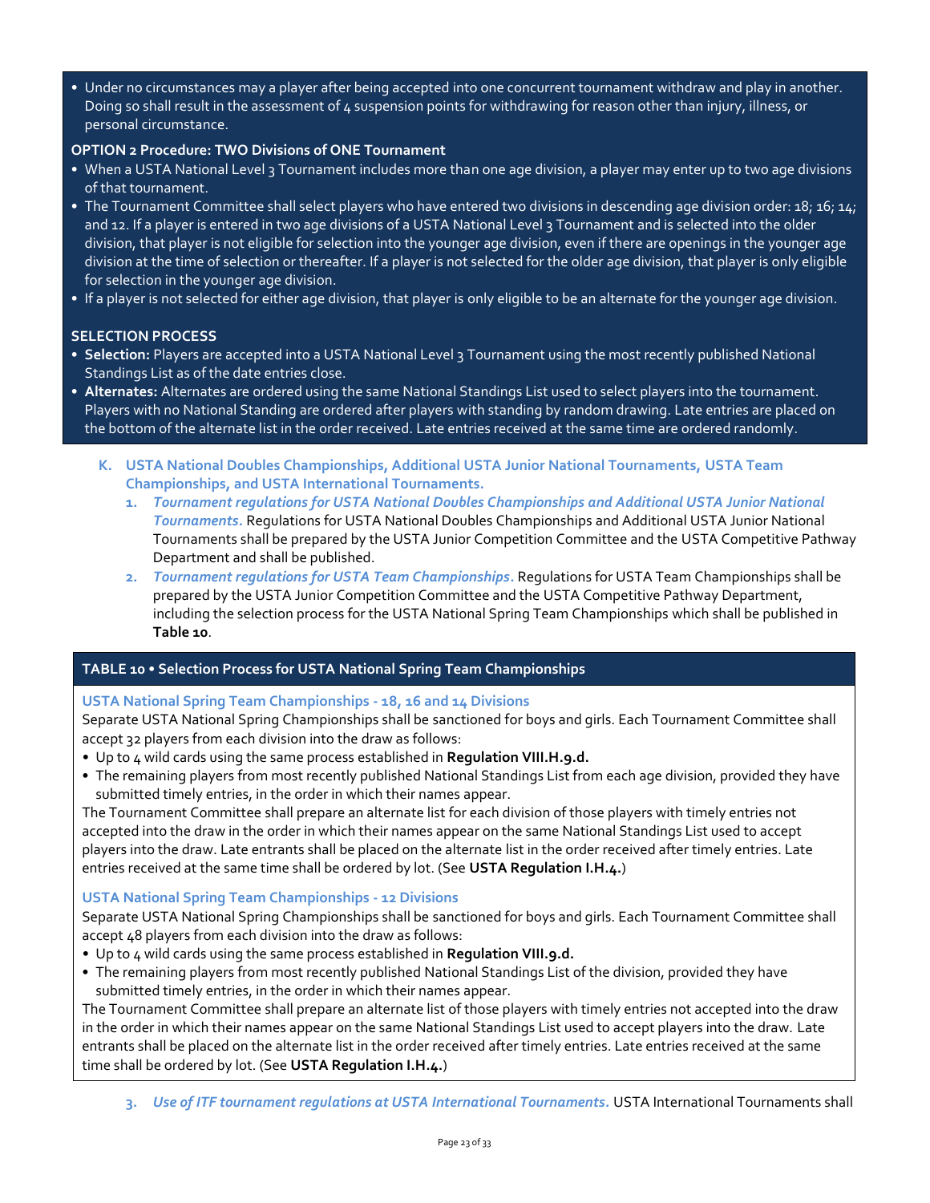- Under no circumstances may a player after being accepted into one concurrent tournament withdraw and play in another. Doing so shall result in the assessment of 4 suspension points for withdrawing for reason other than injury, illness, or personal circumstance.

**OPTION 2 Procedure: TWO Divisions of ONE Tournament**

- When a USTA National Level 3 Tournament includes more than one age division, a player may enter up to two age divisions of that tournament.
- The Tournament Committee shall select players who have entered two divisions in descending age division order: 18; 16; 14; and 12. If a player is entered in two age divisions of a USTA National Level 3 Tournament and is selected into the older division, that player is not eligible for selection into the younger age division, even if there are openings in the younger age division at the time of selection or thereafter. If a player is not selected for the older age division, that player is only eligible for selection in the younger age division.
- If a player is not selected for either age division, that player is only eligible to be an alternate for the younger age division.

**SELECTION PROCESS**

- **Selection:** Players are accepted into a USTA National Level 3 Tournament using the most recently published National Standings List as of the date entries close.
- **Alternates:** Alternates are ordered using the same National Standings List used to select players into the tournament. Players with no National Standing are ordered after players with standing by random drawing. Late entries are placed on the bottom of the alternate list in the order received. Late entries received at the same time are ordered randomly.

**K. USTA National Doubles Championships, Additional USTA Junior National Tournaments, USTA Team Championships, and USTA International Tournaments.**

1. ***Tournament regulations for USTA National Doubles Championships and Additional USTA Junior National Tournaments.*** Regulations for USTA National Doubles Championships and Additional USTA Junior National Tournaments shall be prepared by the USTA Junior Competition Committee and the USTA Competitive Pathway Department and shall be published.
2. ***Tournament regulations for USTA Team Championships.*** Regulations for USTA Team Championships shall be prepared by the USTA Junior Competition Committee and the USTA Competitive Pathway Department, including the selection process for the USTA National Spring Team Championships which shall be published in **Table 10**.

**TABLE 10 • Selection Process for USTA National Spring Team Championships**

**USTA National Spring Team Championships - 18, 16 and 14 Divisions**

Separate USTA National Spring Championships shall be sanctioned for boys and girls. Each Tournament Committee shall accept 32 players from each division into the draw as follows:

- Up to 4 wild cards using the same process established in **Regulation VIII.H.9.d.**
- The remaining players from most recently published National Standings List from each age division, provided they have submitted timely entries, in the order in which their names appear.

The Tournament Committee shall prepare an alternate list for each division of those players with timely entries not accepted into the draw in the order in which their names appear on the same National Standings List used to accept players into the draw. Late entrants shall be placed on the alternate list in the order received after timely entries. Late entries received at the same time shall be ordered by lot. (See **USTA Regulation I.H.4.**)

**USTA National Spring Team Championships - 12 Divisions**

Separate USTA National Spring Championships shall be sanctioned for boys and girls. Each Tournament Committee shall accept 48 players from each division into the draw as follows:

- Up to 4 wild cards using the same process established in **Regulation VIII.9.d.**
- The remaining players from most recently published National Standings List of the division, provided they have submitted timely entries, in the order in which their names appear.

The Tournament Committee shall prepare an alternate list of those players with timely entries not accepted into the draw in the order in which their names appear on the same National Standings List used to accept players into the draw. Late entrants shall be placed on the alternate list in the order received after timely entries. Late entries received at the same time shall be ordered by lot. (See **USTA Regulation I.H.4.**)

3. ***Use of ITF tournament regulations at USTA International Tournaments.*** USTA International Tournaments shall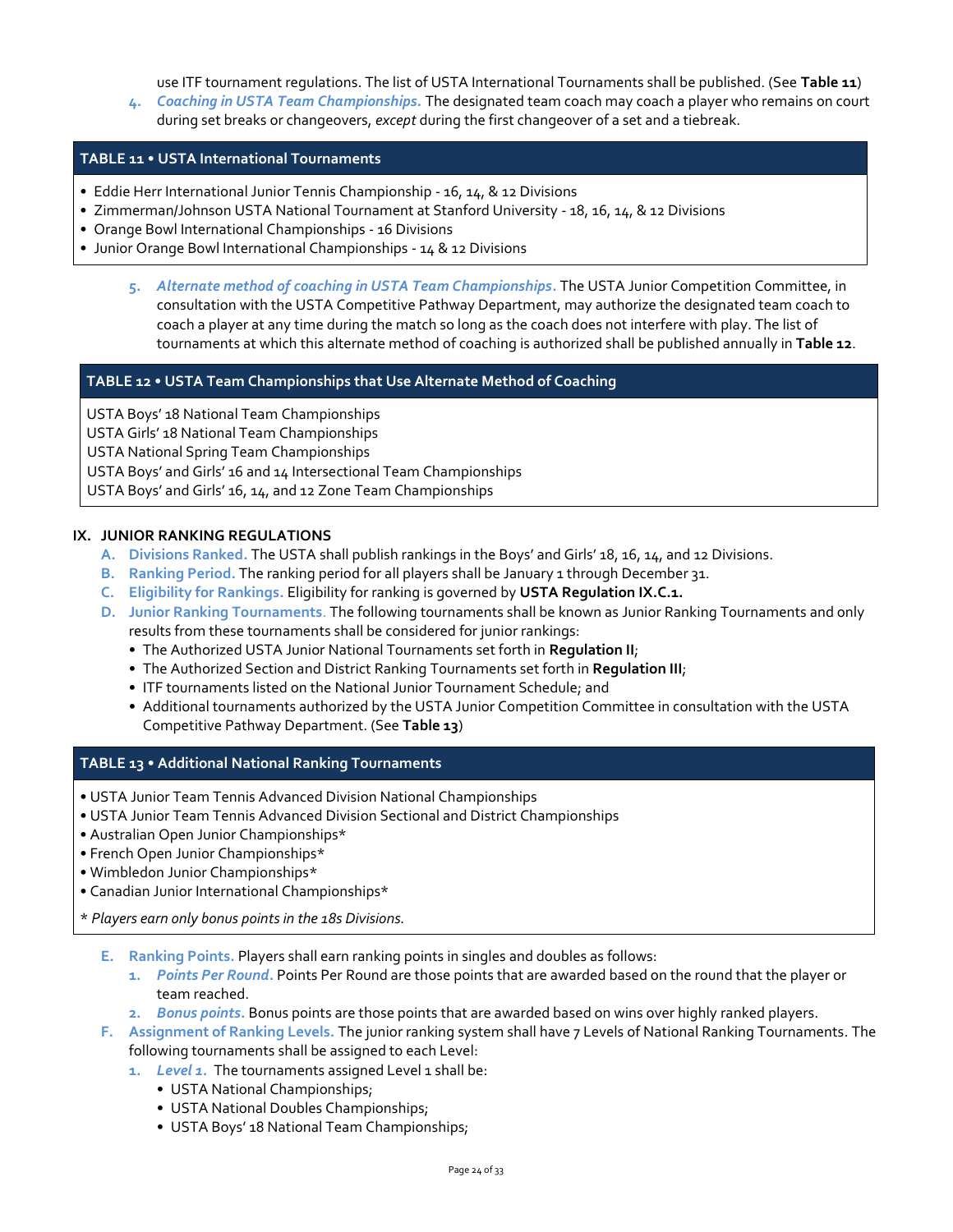use ITF tournament regulations. The list of USTA International Tournaments shall be published. (See **Table 11**)

4. ***Coaching in USTA Team Championships.*** The designated team coach may coach a player who remains on court during set breaks or changeovers, *except* during the first changeover of a set and a tiebreak.

| TABLE 11 • USTA International Tournaments |
|---|
| • Eddie Herr International Junior Tennis Championship - 16, 14, & 12 Divisions |
| • Zimmerman/Johnson USTA National Tournament at Stanford University - 18, 16, 14, & 12 Divisions |
| • Orange Bowl International Championships - 16 Divisions |
| • Junior Orange Bowl International Championships - 14 & 12 Divisions |

5. ***Alternate method of coaching in USTA Team Championships.*** The USTA Junior Competition Committee, in consultation with the USTA Competitive Pathway Department, may authorize the designated team coach to coach a player at any time during the match so long as the coach does not interfere with play. The list of tournaments at which this alternate method of coaching is authorized shall be published annually in **Table 12**.

| TABLE 12 • USTA Team Championships that Use Alternate Method of Coaching |
|---|
| USTA Boys' 18 National Team Championships |
| USTA Girls' 18 National Team Championships |
| USTA National Spring Team Championships |
| USTA Boys' and Girls' 16 and 14 Intersectional Team Championships |
| USTA Boys' and Girls' 16, 14, and 12 Zone Team Championships |

## IX. JUNIOR RANKING REGULATIONS

A. **Divisions Ranked.** The USTA shall publish rankings in the Boys' and Girls' 18, 16, 14, and 12 Divisions.

B. **Ranking Period.** The ranking period for all players shall be January 1 through December 31.

C. **Eligibility for Rankings.** Eligibility for ranking is governed by **USTA Regulation IX.C.1.**

D. **Junior Ranking Tournaments.** The following tournaments shall be known as Junior Ranking Tournaments and only results from these tournaments shall be considered for junior rankings:
   - The Authorized USTA Junior National Tournaments set forth in **Regulation II**;
   - The Authorized Section and District Ranking Tournaments set forth in **Regulation III**;
   - ITF tournaments listed on the National Junior Tournament Schedule; and
   - Additional tournaments authorized by the USTA Junior Competition Committee in consultation with the USTA Competitive Pathway Department. (See **Table 13**)

| TABLE 13 • Additional National Ranking Tournaments |
|---|
| • USTA Junior Team Tennis Advanced Division National Championships |
| • USTA Junior Team Tennis Advanced Division Sectional and District Championships |
| • Australian Open Junior Championships* |
| • French Open Junior Championships* |
| • Wimbledon Junior Championships* |
| • Canadian Junior International Championships* |
| * *Players earn only bonus points in the 18s Divisions.* |

E. **Ranking Points.** Players shall earn ranking points in singles and doubles as follows:
   1. ***Points Per Round.*** Points Per Round are those points that are awarded based on the round that the player or team reached.
   2. ***Bonus points.*** Bonus points are those points that are awarded based on wins over highly ranked players.

F. **Assignment of Ranking Levels.** The junior ranking system shall have 7 Levels of National Ranking Tournaments. The following tournaments shall be assigned to each Level:
   1. ***Level 1.*** The tournaments assigned Level 1 shall be:
      - USTA National Championships;
      - USTA National Doubles Championships;
      - USTA Boys' 18 National Team Championships;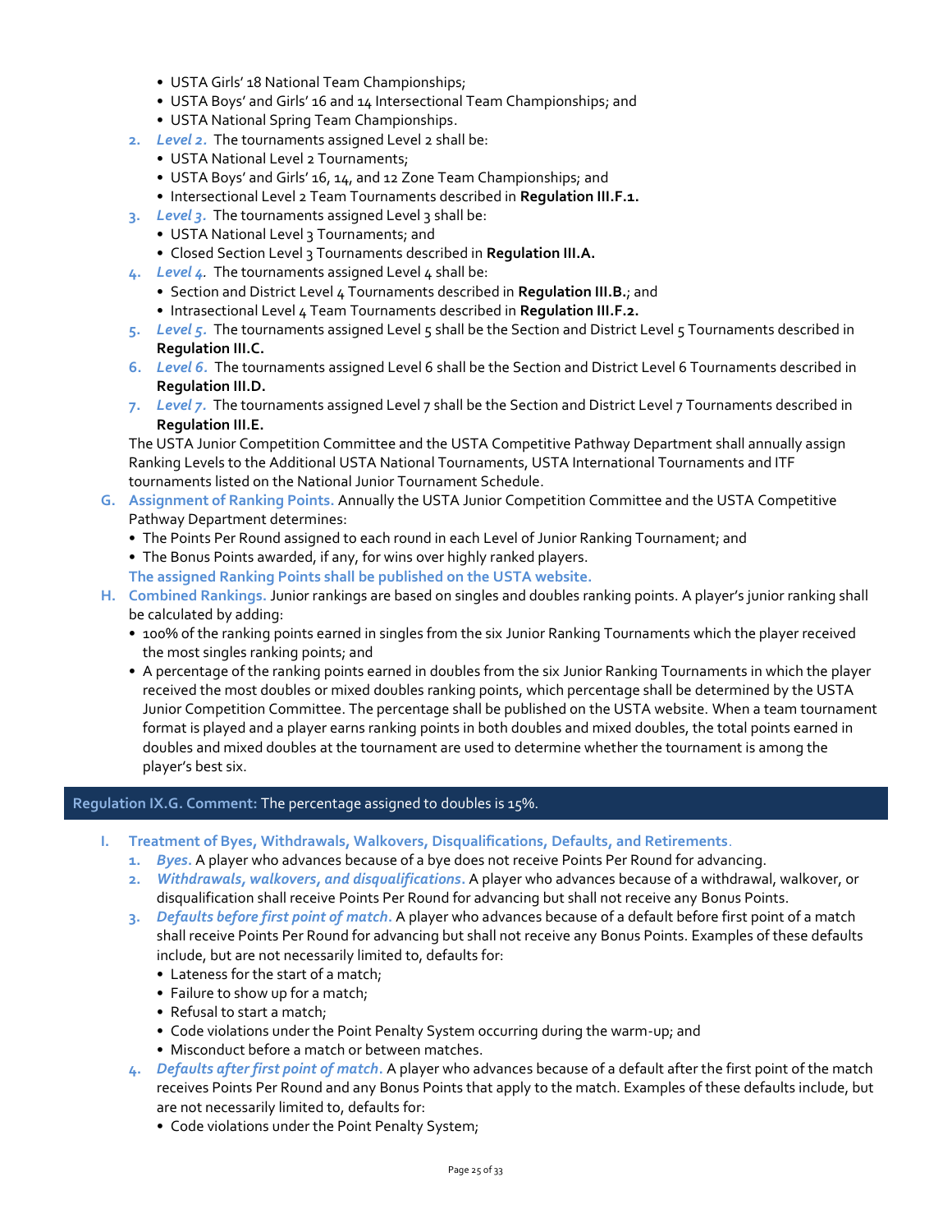- USTA Girls' 18 National Team Championships;
- USTA Boys' and Girls' 16 and 14 Intersectional Team Championships; and
- USTA National Spring Team Championships.

2. ***Level 2.*** The tournaments assigned Level 2 shall be:
   - USTA National Level 2 Tournaments;
   - USTA Boys' and Girls' 16, 14, and 12 Zone Team Championships; and
   - Intersectional Level 2 Team Tournaments described in **Regulation III.F.1.**
3. ***Level 3.*** The tournaments assigned Level 3 shall be:
   - USTA National Level 3 Tournaments; and
   - Closed Section Level 3 Tournaments described in **Regulation III.A.**
4. ***Level 4.*** The tournaments assigned Level 4 shall be:
   - Section and District Level 4 Tournaments described in **Regulation III.B.**; and
   - Intrasectional Level 4 Team Tournaments described in **Regulation III.F.2.**
5. ***Level 5.*** The tournaments assigned Level 5 shall be the Section and District Level 5 Tournaments described in **Regulation III.C.**
6. ***Level 6.*** The tournaments assigned Level 6 shall be the Section and District Level 6 Tournaments described in **Regulation III.D.**
7. ***Level 7.*** The tournaments assigned Level 7 shall be the Section and District Level 7 Tournaments described in **Regulation III.E.**

The USTA Junior Competition Committee and the USTA Competitive Pathway Department shall annually assign Ranking Levels to the Additional USTA National Tournaments, USTA International Tournaments and ITF tournaments listed on the National Junior Tournament Schedule.

G. **Assignment of Ranking Points.** Annually the USTA Junior Competition Committee and the USTA Competitive Pathway Department determines:
   - The Points Per Round assigned to each round in each Level of Junior Ranking Tournament; and
   - The Bonus Points awarded, if any, for wins over highly ranked players.

   **The assigned Ranking Points shall be published on the USTA website.**

H. **Combined Rankings.** Junior rankings are based on singles and doubles ranking points. A player's junior ranking shall be calculated by adding:
   - 100% of the ranking points earned in singles from the six Junior Ranking Tournaments which the player received the most singles ranking points; and
   - A percentage of the ranking points earned in doubles from the six Junior Ranking Tournaments in which the player received the most doubles or mixed doubles ranking points, which percentage shall be determined by the USTA Junior Competition Committee. The percentage shall be published on the USTA website. When a team tournament format is played and a player earns ranking points in both doubles and mixed doubles, the total points earned in doubles and mixed doubles at the tournament are used to determine whether the tournament is among the player's best six.

**Regulation IX.G. Comment:** The percentage assigned to doubles is 15%.

I. **Treatment of Byes, Withdrawals, Walkovers, Disqualifications, Defaults, and Retirements.**
   1. ***Byes.*** A player who advances because of a bye does not receive Points Per Round for advancing.
   2. ***Withdrawals, walkovers, and disqualifications.*** A player who advances because of a withdrawal, walkover, or disqualification shall receive Points Per Round for advancing but shall not receive any Bonus Points.
   3. ***Defaults before first point of match.*** A player who advances because of a default before first point of a match shall receive Points Per Round for advancing but shall not receive any Bonus Points. Examples of these defaults include, but are not necessarily limited to, defaults for:
      - Lateness for the start of a match;
      - Failure to show up for a match;
      - Refusal to start a match;
      - Code violations under the Point Penalty System occurring during the warm-up; and
      - Misconduct before a match or between matches.
   4. ***Defaults after first point of match.*** A player who advances because of a default after the first point of the match receives Points Per Round and any Bonus Points that apply to the match. Examples of these defaults include, but are not necessarily limited to, defaults for:
      - Code violations under the Point Penalty System;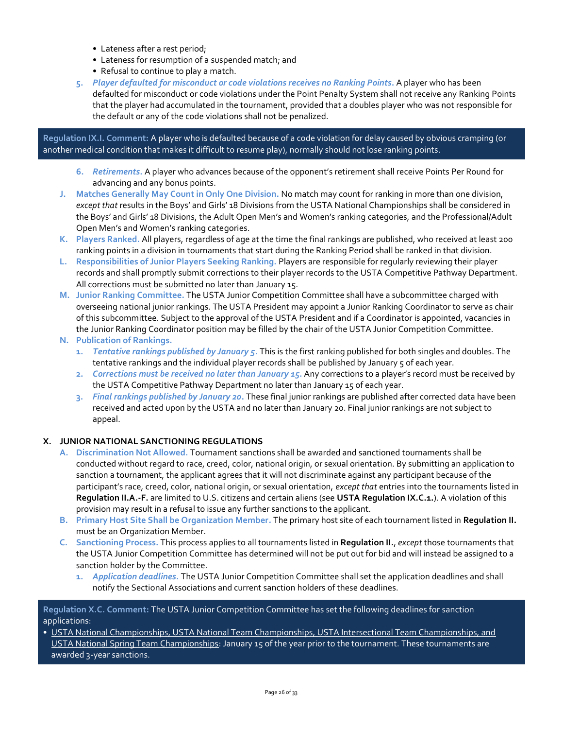- Lateness after a rest period;
- Lateness for resumption of a suspended match; and
- Refusal to continue to play a match.

5. ***Player defaulted for misconduct or code violations receives no Ranking Points.*** A player who has been defaulted for misconduct or code violations under the Point Penalty System shall not receive any Ranking Points that the player had accumulated in the tournament, provided that a doubles player who was not responsible for the default or any of the code violations shall not be penalized.

> **Regulation IX.I. Comment:** A player who is defaulted because of a code violation for delay caused by obvious cramping (or another medical condition that makes it difficult to resume play), normally should not lose ranking points.

6. ***Retirements.*** A player who advances because of the opponent's retirement shall receive Points Per Round for advancing and any bonus points.

**J. Matches Generally May Count in Only One Division.** No match may count for ranking in more than one division, *except that* results in the Boys' and Girls' 18 Divisions from the USTA National Championships shall be considered in the Boys' and Girls' 18 Divisions, the Adult Open Men's and Women's ranking categories, and the Professional/Adult Open Men's and Women's ranking categories.

**K. Players Ranked.** All players, regardless of age at the time the final rankings are published, who received at least 200 ranking points in a division in tournaments that start during the Ranking Period shall be ranked in that division.

**L. Responsibilities of Junior Players Seeking Ranking.** Players are responsible for regularly reviewing their player records and shall promptly submit corrections to their player records to the USTA Competitive Pathway Department. All corrections must be submitted no later than January 15.

**M. Junior Ranking Committee.** The USTA Junior Competition Committee shall have a subcommittee charged with overseeing national junior rankings. The USTA President may appoint a Junior Ranking Coordinator to serve as chair of this subcommittee. Subject to the approval of the USTA President and if a Coordinator is appointed, vacancies in the Junior Ranking Coordinator position may be filled by the chair of the USTA Junior Competition Committee.

**N. Publication of Rankings.**

1. ***Tentative rankings published by January 5.*** This is the first ranking published for both singles and doubles. The tentative rankings and the individual player records shall be published by January 5 of each year.
2. ***Corrections must be received no later than January 15.*** Any corrections to a player's record must be received by the USTA Competitive Pathway Department no later than January 15 of each year.
3. ***Final rankings published by January 20.*** These final junior rankings are published after corrected data have been received and acted upon by the USTA and no later than January 20. Final junior rankings are not subject to appeal.

## X. JUNIOR NATIONAL SANCTIONING REGULATIONS

**A. Discrimination Not Allowed.** Tournament sanctions shall be awarded and sanctioned tournaments shall be conducted without regard to race, creed, color, national origin, or sexual orientation. By submitting an application to sanction a tournament, the applicant agrees that it will not discriminate against any participant because of the participant's race, creed, color, national origin, or sexual orientation, *except that* entries into the tournaments listed in **Regulation II.A.-F.** are limited to U.S. citizens and certain aliens (see **USTA Regulation IX.C.1.**). A violation of this provision may result in a refusal to issue any further sanctions to the applicant.

**B. Primary Host Site Shall be Organization Member.** The primary host site of each tournament listed in **Regulation II.** must be an Organization Member.

**C. Sanctioning Process.** This process applies to all tournaments listed in **Regulation II.**, *except* those tournaments that the USTA Junior Competition Committee has determined will not be put out for bid and will instead be assigned to a sanction holder by the Committee.

1. ***Application deadlines.*** The USTA Junior Competition Committee shall set the application deadlines and shall notify the Sectional Associations and current sanction holders of these deadlines.

> **Regulation X.C. Comment:** The USTA Junior Competition Committee has set the following deadlines for sanction applications:
>
> - <u>USTA National Championships, USTA National Team Championships, USTA Intersectional Team Championships, and USTA National Spring Team Championships</u>: January 15 of the year prior to the tournament. These tournaments are awarded 3-year sanctions.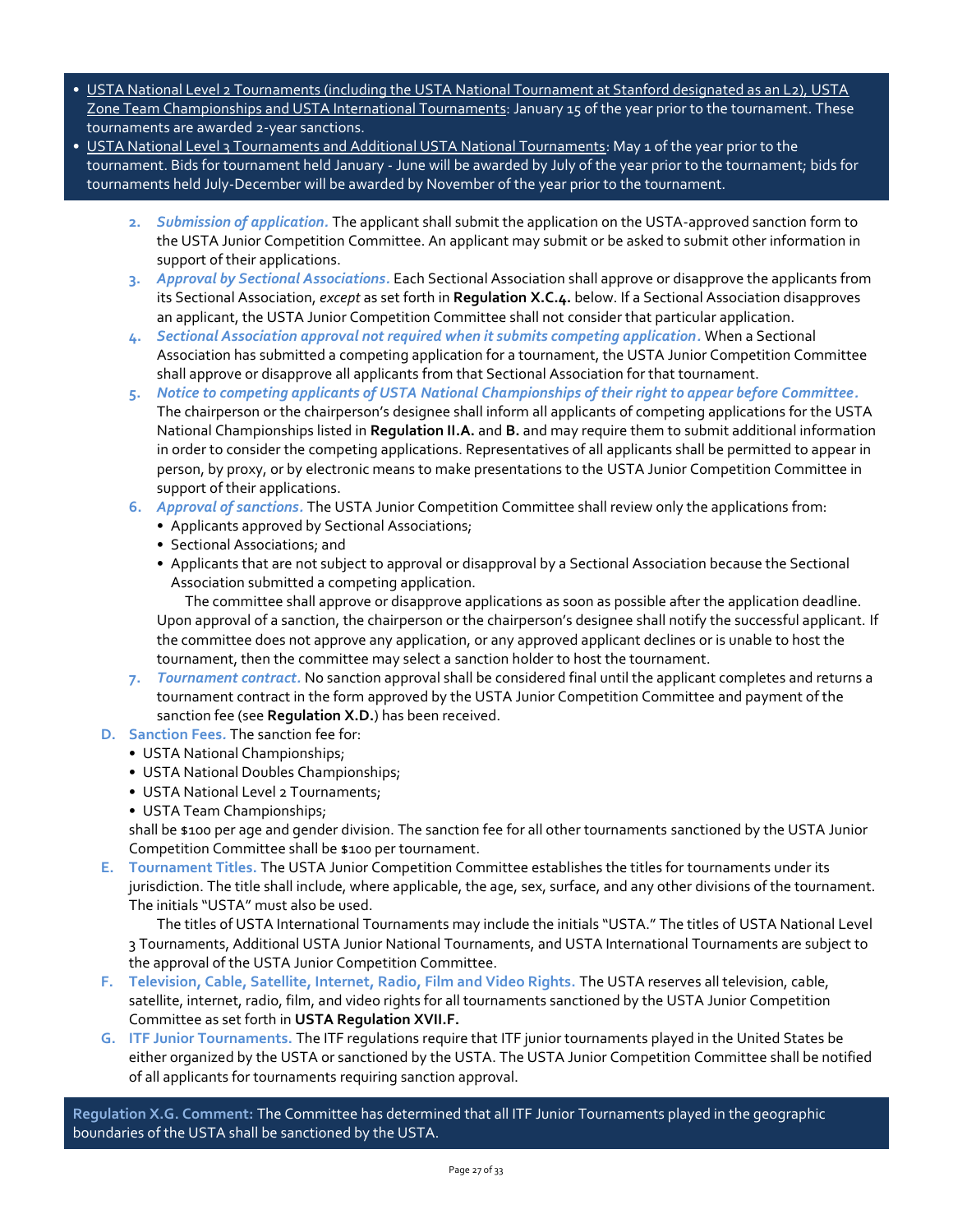- USTA National Level 2 Tournaments (including the USTA National Tournament at Stanford designated as an L2), USTA Zone Team Championships and USTA International Tournaments: January 15 of the year prior to the tournament. These tournaments are awarded 2-year sanctions.
- USTA National Level 3 Tournaments and Additional USTA National Tournaments: May 1 of the year prior to the tournament. Bids for tournament held January - June will be awarded by July of the year prior to the tournament; bids for tournaments held July-December will be awarded by November of the year prior to the tournament.

2. ***Submission of application.*** The applicant shall submit the application on the USTA-approved sanction form to the USTA Junior Competition Committee. An applicant may submit or be asked to submit other information in support of their applications.
3. ***Approval by Sectional Associations.*** Each Sectional Association shall approve or disapprove the applicants from its Sectional Association, *except* as set forth in **Regulation X.C.4.** below. If a Sectional Association disapproves an applicant, the USTA Junior Competition Committee shall not consider that particular application.
4. ***Sectional Association approval not required when it submits competing application.*** When a Sectional Association has submitted a competing application for a tournament, the USTA Junior Competition Committee shall approve or disapprove all applicants from that Sectional Association for that tournament.
5. ***Notice to competing applicants of USTA National Championships of their right to appear before Committee.*** The chairperson or the chairperson's designee shall inform all applicants of competing applications for the USTA National Championships listed in **Regulation II.A.** and **B.** and may require them to submit additional information in order to consider the competing applications. Representatives of all applicants shall be permitted to appear in person, by proxy, or by electronic means to make presentations to the USTA Junior Competition Committee in support of their applications.
6. ***Approval of sanctions.*** The USTA Junior Competition Committee shall review only the applications from:
   - Applicants approved by Sectional Associations;
   - Sectional Associations; and
   - Applicants that are not subject to approval or disapproval by a Sectional Association because the Sectional Association submitted a competing application.

   The committee shall approve or disapprove applications as soon as possible after the application deadline. Upon approval of a sanction, the chairperson or the chairperson's designee shall notify the successful applicant. If the committee does not approve any application, or any approved applicant declines or is unable to host the tournament, then the committee may select a sanction holder to host the tournament.
7. ***Tournament contract.*** No sanction approval shall be considered final until the applicant completes and returns a tournament contract in the form approved by the USTA Junior Competition Committee and payment of the sanction fee (see **Regulation X.D.**) has been received.

**D. Sanction Fees.** The sanction fee for:

- USTA National Championships;
- USTA National Doubles Championships;
- USTA National Level 2 Tournaments;
- USTA Team Championships;

shall be $100 per age and gender division. The sanction fee for all other tournaments sanctioned by the USTA Junior Competition Committee shall be $100 per tournament.

**E. Tournament Titles.** The USTA Junior Competition Committee establishes the titles for tournaments under its jurisdiction. The title shall include, where applicable, the age, sex, surface, and any other divisions of the tournament. The initials "USTA" must also be used.

The titles of USTA International Tournaments may include the initials "USTA." The titles of USTA National Level 3 Tournaments, Additional USTA Junior National Tournaments, and USTA International Tournaments are subject to the approval of the USTA Junior Competition Committee.

**F. Television, Cable, Satellite, Internet, Radio, Film and Video Rights.** The USTA reserves all television, cable, satellite, internet, radio, film, and video rights for all tournaments sanctioned by the USTA Junior Competition Committee as set forth in **USTA Regulation XVII.F.**

**G. ITF Junior Tournaments.** The ITF regulations require that ITF junior tournaments played in the United States be either organized by the USTA or sanctioned by the USTA. The USTA Junior Competition Committee shall be notified of all applicants for tournaments requiring sanction approval.

**Regulation X.G. Comment:** The Committee has determined that all ITF Junior Tournaments played in the geographic boundaries of the USTA shall be sanctioned by the USTA.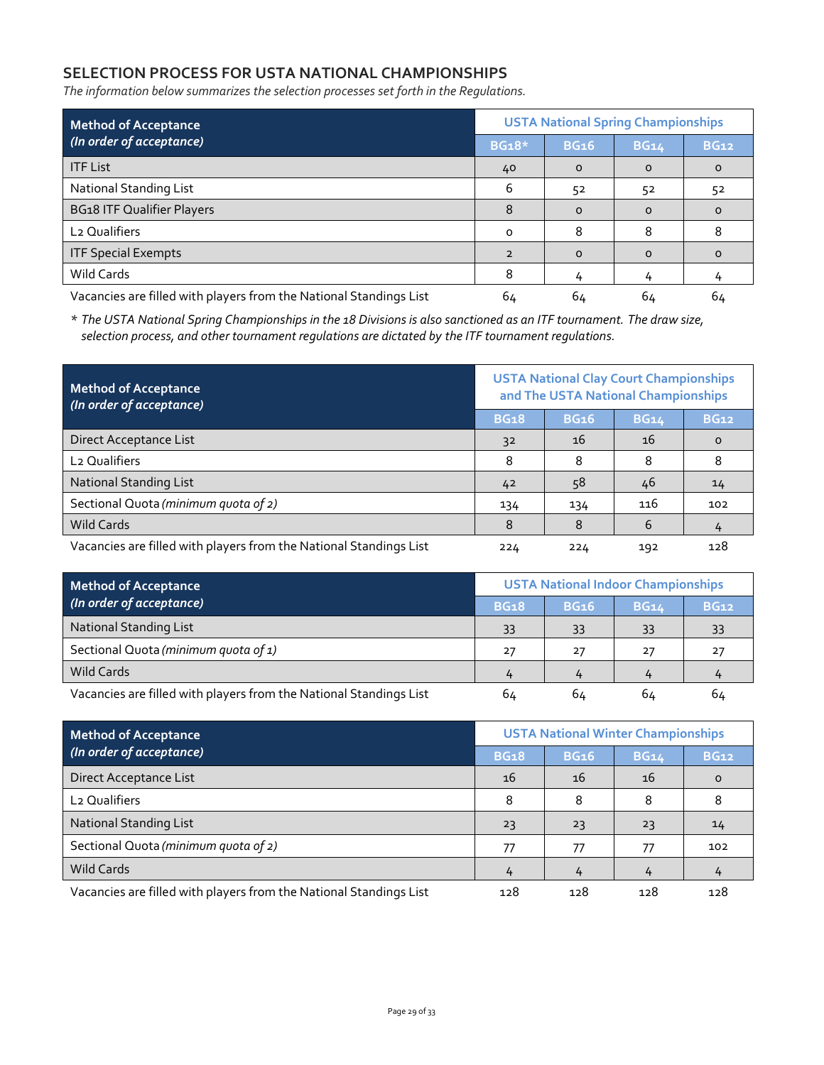## SELECTION PROCESS FOR USTA NATIONAL CHAMPIONSHIPS

*The information below summarizes the selection processes set forth in the Regulations.*

| **Method of Acceptance** *(In order of acceptance)* | USTA National Spring Championships | | | |
|---|---|---|---|---|
| | BG18* | BG16 | BG14 | BG12 |
| ITF List | 40 | 0 | 0 | 0 |
| National Standing List | 6 | 52 | 52 | 52 |
| BG18 ITF Qualifier Players | 8 | 0 | 0 | 0 |
| L2 Qualifiers | 0 | 8 | 8 | 8 |
| ITF Special Exempts | 2 | 0 | 0 | 0 |
| Wild Cards | 8 | 4 | 4 | 4 |
| Vacancies are filled with players from the National Standings List | 64 | 64 | 64 | 64 |

* *The USTA National Spring Championships in the 18 Divisions is also sanctioned as an ITF tournament. The draw size, selection process, and other tournament regulations are dictated by the ITF tournament regulations.*

| **Method of Acceptance** *(In order of acceptance)* | USTA National Clay Court Championships and The USTA National Championships | | | |
|---|---|---|---|---|
| | BG18 | BG16 | BG14 | BG12 |
| Direct Acceptance List | 32 | 16 | 16 | 0 |
| L2 Qualifiers | 8 | 8 | 8 | 8 |
| National Standing List | 42 | 58 | 46 | 14 |
| Sectional Quota *(minimum quota of 2)* | 134 | 134 | 116 | 102 |
| Wild Cards | 8 | 8 | 6 | 4 |
| Vacancies are filled with players from the National Standings List | 224 | 224 | 192 | 128 |

| **Method of Acceptance** *(In order of acceptance)* | USTA National Indoor Championships | | | |
|---|---|---|---|---|
| | BG18 | BG16 | BG14 | BG12 |
| National Standing List | 33 | 33 | 33 | 33 |
| Sectional Quota *(minimum quota of 1)* | 27 | 27 | 27 | 27 |
| Wild Cards | 4 | 4 | 4 | 4 |
| Vacancies are filled with players from the National Standings List | 64 | 64 | 64 | 64 |

| **Method of Acceptance** *(In order of acceptance)* | USTA National Winter Championships | | | |
|---|---|---|---|---|
| | BG18 | BG16 | BG14 | BG12 |
| Direct Acceptance List | 16 | 16 | 16 | 0 |
| L2 Qualifiers | 8 | 8 | 8 | 8 |
| National Standing List | 23 | 23 | 23 | 14 |
| Sectional Quota *(minimum quota of 2)* | 77 | 77 | 77 | 102 |
| Wild Cards | 4 | 4 | 4 | 4 |
| Vacancies are filled with players from the National Standings List | 128 | 128 | 128 | 128 |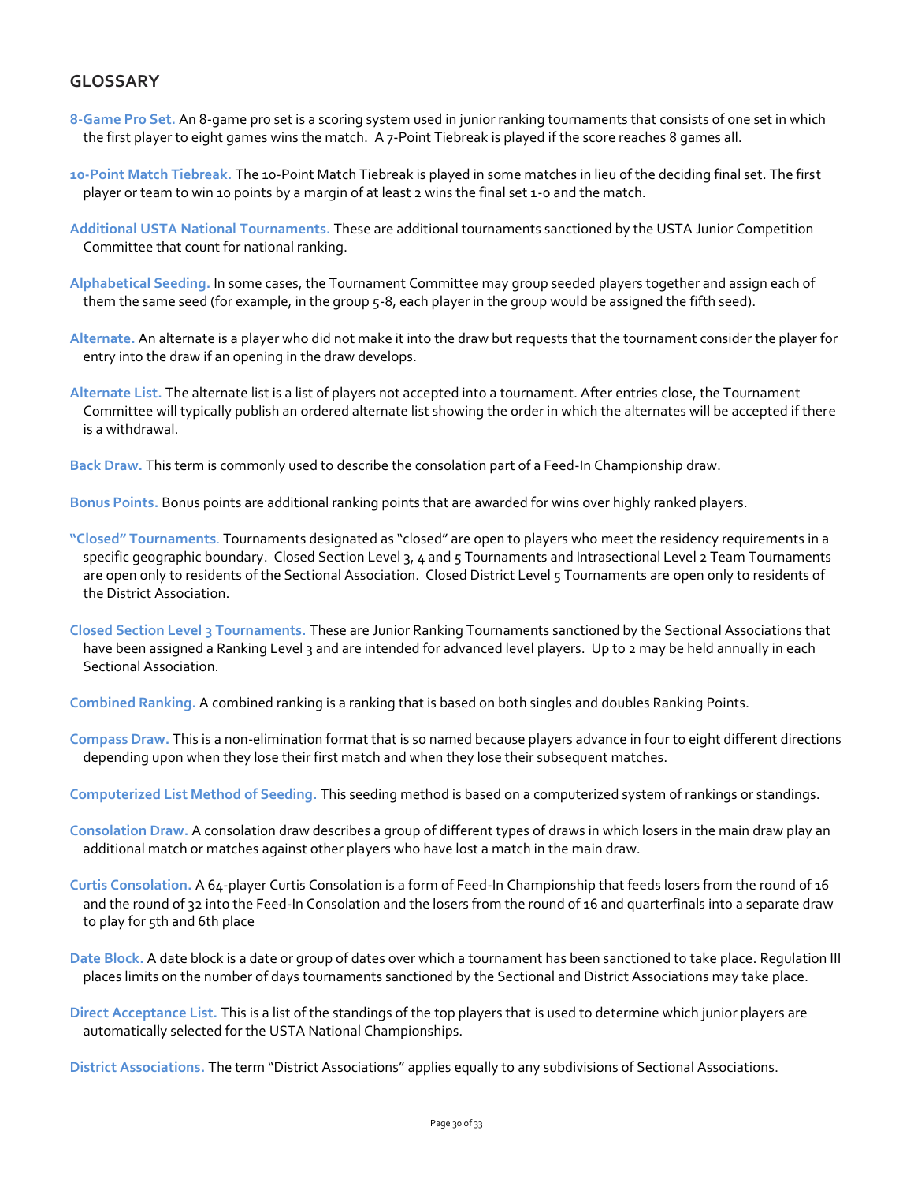## GLOSSARY

**8-Game Pro Set.** An 8-game pro set is a scoring system used in junior ranking tournaments that consists of one set in which the first player to eight games wins the match. A 7-Point Tiebreak is played if the score reaches 8 games all.

**10-Point Match Tiebreak.** The 10-Point Match Tiebreak is played in some matches in lieu of the deciding final set. The first player or team to win 10 points by a margin of at least 2 wins the final set 1-0 and the match.

**Additional USTA National Tournaments.** These are additional tournaments sanctioned by the USTA Junior Competition Committee that count for national ranking.

**Alphabetical Seeding.** In some cases, the Tournament Committee may group seeded players together and assign each of them the same seed (for example, in the group 5-8, each player in the group would be assigned the fifth seed).

**Alternate.** An alternate is a player who did not make it into the draw but requests that the tournament consider the player for entry into the draw if an opening in the draw develops.

**Alternate List.** The alternate list is a list of players not accepted into a tournament. After entries close, the Tournament Committee will typically publish an ordered alternate list showing the order in which the alternates will be accepted if there is a withdrawal.

**Back Draw.** This term is commonly used to describe the consolation part of a Feed-In Championship draw.

**Bonus Points.** Bonus points are additional ranking points that are awarded for wins over highly ranked players.

**"Closed" Tournaments.** Tournaments designated as "closed" are open to players who meet the residency requirements in a specific geographic boundary. Closed Section Level 3, 4 and 5 Tournaments and Intrasectional Level 2 Team Tournaments are open only to residents of the Sectional Association. Closed District Level 5 Tournaments are open only to residents of the District Association.

**Closed Section Level 3 Tournaments.** These are Junior Ranking Tournaments sanctioned by the Sectional Associations that have been assigned a Ranking Level 3 and are intended for advanced level players. Up to 2 may be held annually in each Sectional Association.

**Combined Ranking.** A combined ranking is a ranking that is based on both singles and doubles Ranking Points.

**Compass Draw.** This is a non-elimination format that is so named because players advance in four to eight different directions depending upon when they lose their first match and when they lose their subsequent matches.

**Computerized List Method of Seeding.** This seeding method is based on a computerized system of rankings or standings.

**Consolation Draw.** A consolation draw describes a group of different types of draws in which losers in the main draw play an additional match or matches against other players who have lost a match in the main draw.

**Curtis Consolation.** A 64-player Curtis Consolation is a form of Feed-In Championship that feeds losers from the round of 16 and the round of 32 into the Feed-In Consolation and the losers from the round of 16 and quarterfinals into a separate draw to play for 5th and 6th place

**Date Block.** A date block is a date or group of dates over which a tournament has been sanctioned to take place. Regulation III places limits on the number of days tournaments sanctioned by the Sectional and District Associations may take place.

**Direct Acceptance List.** This is a list of the standings of the top players that is used to determine which junior players are automatically selected for the USTA National Championships.

**District Associations.** The term "District Associations" applies equally to any subdivisions of Sectional Associations.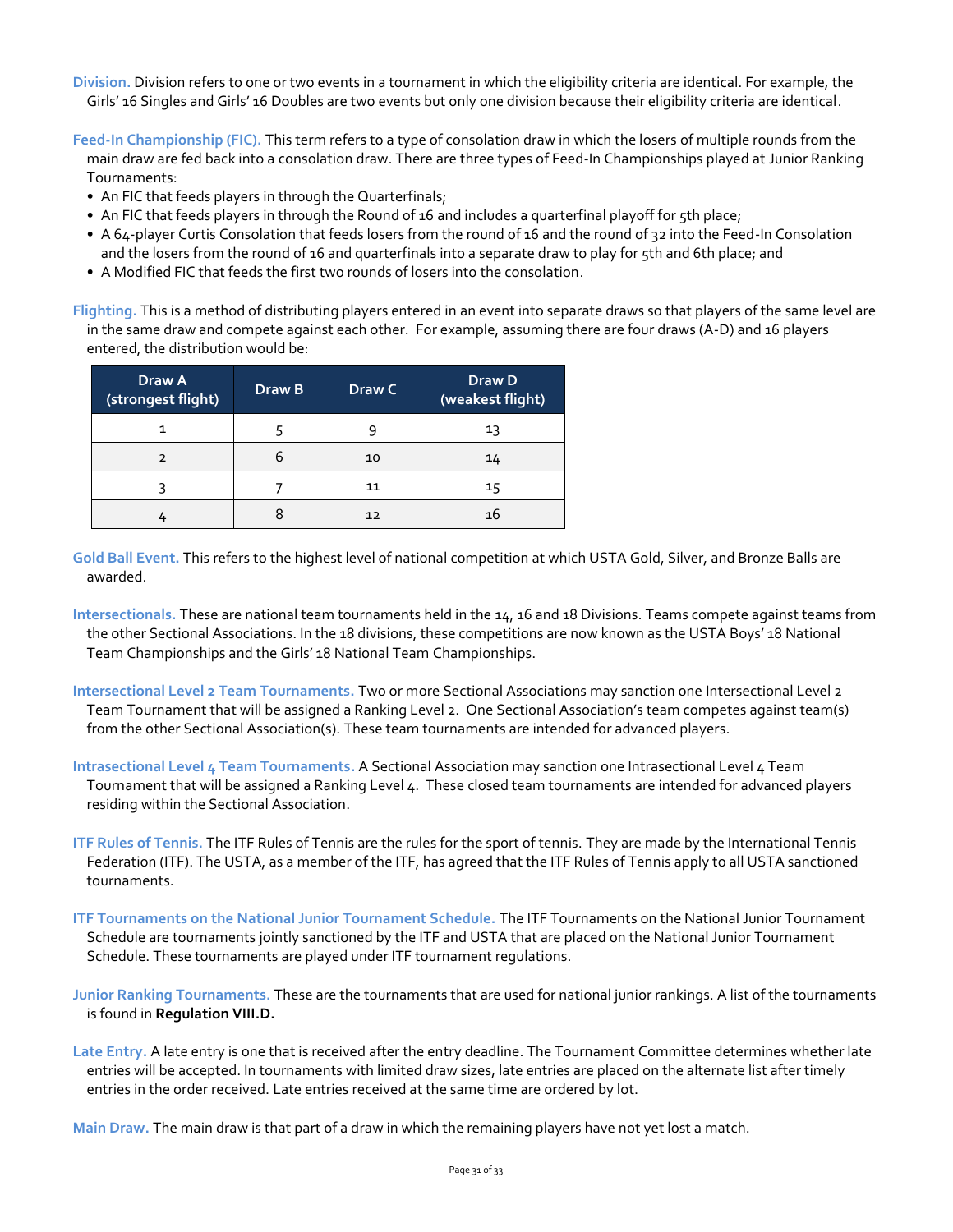**Division.** Division refers to one or two events in a tournament in which the eligibility criteria are identical. For example, the Girls' 16 Singles and Girls' 16 Doubles are two events but only one division because their eligibility criteria are identical.

**Feed-In Championship (FIC).** This term refers to a type of consolation draw in which the losers of multiple rounds from the main draw are fed back into a consolation draw. There are three types of Feed-In Championships played at Junior Ranking Tournaments:

- An FIC that feeds players in through the Quarterfinals;
- An FIC that feeds players in through the Round of 16 and includes a quarterfinal playoff for 5th place;
- A 64-player Curtis Consolation that feeds losers from the round of 16 and the round of 32 into the Feed-In Consolation and the losers from the round of 16 and quarterfinals into a separate draw to play for 5th and 6th place; and
- A Modified FIC that feeds the first two rounds of losers into the consolation.

**Flighting.** This is a method of distributing players entered in an event into separate draws so that players of the same level are in the same draw and compete against each other. For example, assuming there are four draws (A-D) and 16 players entered, the distribution would be:

| Draw A (strongest flight) | Draw B | Draw C | Draw D (weakest flight) |
|---|---|---|---|
| 1 | 5 | 9 | 13 |
| 2 | 6 | 10 | 14 |
| 3 | 7 | 11 | 15 |
| 4 | 8 | 12 | 16 |

**Gold Ball Event.** This refers to the highest level of national competition at which USTA Gold, Silver, and Bronze Balls are awarded.

**Intersectionals.** These are national team tournaments held in the 14, 16 and 18 Divisions. Teams compete against teams from the other Sectional Associations. In the 18 divisions, these competitions are now known as the USTA Boys' 18 National Team Championships and the Girls' 18 National Team Championships.

**Intersectional Level 2 Team Tournaments.** Two or more Sectional Associations may sanction one Intersectional Level 2 Team Tournament that will be assigned a Ranking Level 2. One Sectional Association's team competes against team(s) from the other Sectional Association(s). These team tournaments are intended for advanced players.

**Intrasectional Level 4 Team Tournaments.** A Sectional Association may sanction one Intrasectional Level 4 Team Tournament that will be assigned a Ranking Level 4. These closed team tournaments are intended for advanced players residing within the Sectional Association.

**ITF Rules of Tennis.** The ITF Rules of Tennis are the rules for the sport of tennis. They are made by the International Tennis Federation (ITF). The USTA, as a member of the ITF, has agreed that the ITF Rules of Tennis apply to all USTA sanctioned tournaments.

**ITF Tournaments on the National Junior Tournament Schedule.** The ITF Tournaments on the National Junior Tournament Schedule are tournaments jointly sanctioned by the ITF and USTA that are placed on the National Junior Tournament Schedule. These tournaments are played under ITF tournament regulations.

**Junior Ranking Tournaments.** These are the tournaments that are used for national junior rankings. A list of the tournaments is found in **Regulation VIII.D.**

**Late Entry.** A late entry is one that is received after the entry deadline. The Tournament Committee determines whether late entries will be accepted. In tournaments with limited draw sizes, late entries are placed on the alternate list after timely entries in the order received. Late entries received at the same time are ordered by lot.

**Main Draw.** The main draw is that part of a draw in which the remaining players have not yet lost a match.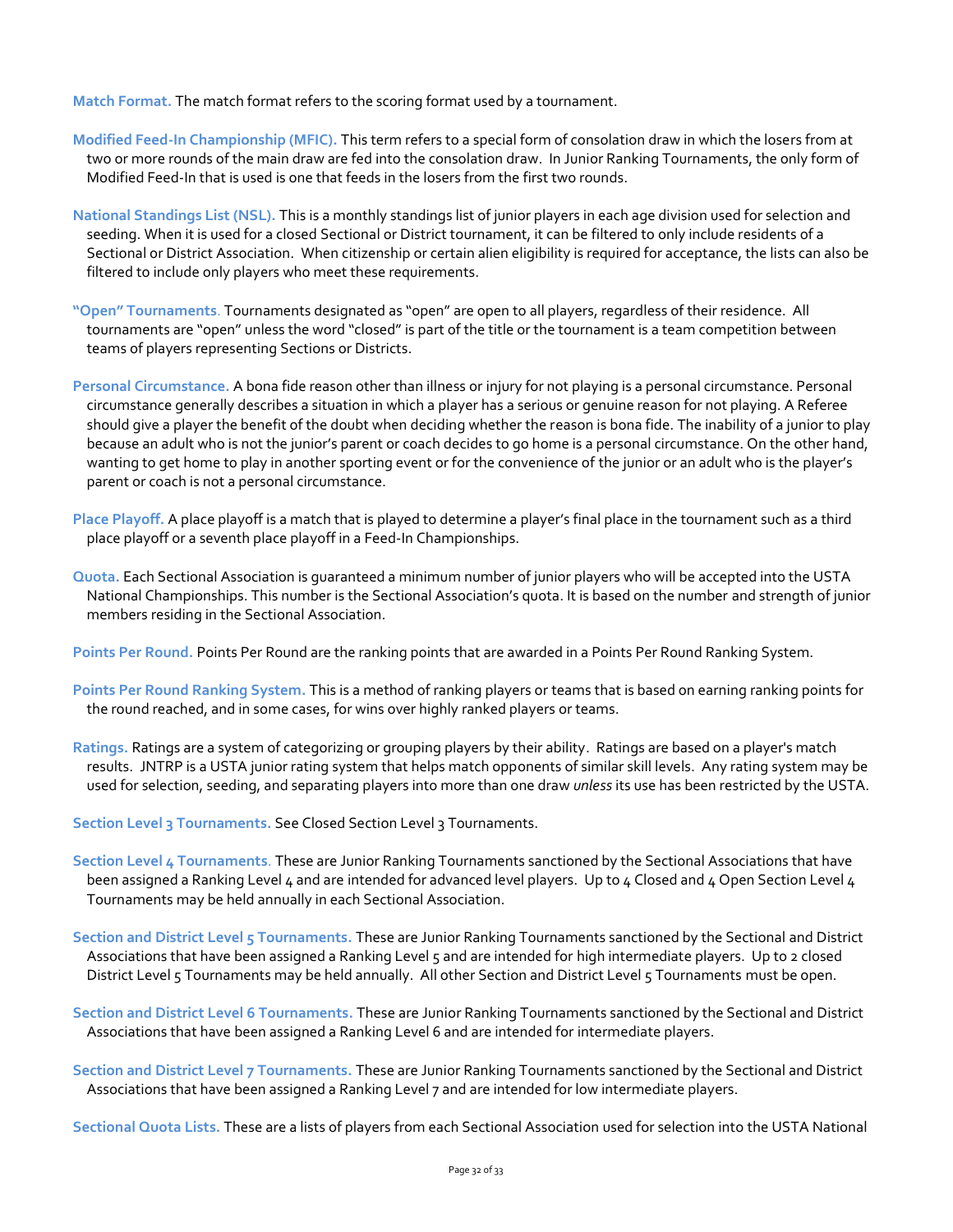**Match Format.** The match format refers to the scoring format used by a tournament.

**Modified Feed-In Championship (MFIC).** This term refers to a special form of consolation draw in which the losers from at two or more rounds of the main draw are fed into the consolation draw. In Junior Ranking Tournaments, the only form of Modified Feed-In that is used is one that feeds in the losers from the first two rounds.

**National Standings List (NSL).** This is a monthly standings list of junior players in each age division used for selection and seeding. When it is used for a closed Sectional or District tournament, it can be filtered to only include residents of a Sectional or District Association. When citizenship or certain alien eligibility is required for acceptance, the lists can also be filtered to include only players who meet these requirements.

**"Open" Tournaments.** Tournaments designated as "open" are open to all players, regardless of their residence. All tournaments are "open" unless the word "closed" is part of the title or the tournament is a team competition between teams of players representing Sections or Districts.

**Personal Circumstance.** A bona fide reason other than illness or injury for not playing is a personal circumstance. Personal circumstance generally describes a situation in which a player has a serious or genuine reason for not playing. A Referee should give a player the benefit of the doubt when deciding whether the reason is bona fide. The inability of a junior to play because an adult who is not the junior's parent or coach decides to go home is a personal circumstance. On the other hand, wanting to get home to play in another sporting event or for the convenience of the junior or an adult who is the player's parent or coach is not a personal circumstance.

**Place Playoff.** A place playoff is a match that is played to determine a player's final place in the tournament such as a third place playoff or a seventh place playoff in a Feed-In Championships.

**Quota.** Each Sectional Association is guaranteed a minimum number of junior players who will be accepted into the USTA National Championships. This number is the Sectional Association's quota. It is based on the number and strength of junior members residing in the Sectional Association.

**Points Per Round.** Points Per Round are the ranking points that are awarded in a Points Per Round Ranking System.

**Points Per Round Ranking System.** This is a method of ranking players or teams that is based on earning ranking points for the round reached, and in some cases, for wins over highly ranked players or teams.

**Ratings.** Ratings are a system of categorizing or grouping players by their ability. Ratings are based on a player's match results. JNTRP is a USTA junior rating system that helps match opponents of similar skill levels. Any rating system may be used for selection, seeding, and separating players into more than one draw *unless* its use has been restricted by the USTA.

**Section Level 3 Tournaments.** See Closed Section Level 3 Tournaments.

**Section Level 4 Tournaments.** These are Junior Ranking Tournaments sanctioned by the Sectional Associations that have been assigned a Ranking Level 4 and are intended for advanced level players. Up to 4 Closed and 4 Open Section Level 4 Tournaments may be held annually in each Sectional Association.

**Section and District Level 5 Tournaments.** These are Junior Ranking Tournaments sanctioned by the Sectional and District Associations that have been assigned a Ranking Level 5 and are intended for high intermediate players. Up to 2 closed District Level 5 Tournaments may be held annually. All other Section and District Level 5 Tournaments must be open.

**Section and District Level 6 Tournaments.** These are Junior Ranking Tournaments sanctioned by the Sectional and District Associations that have been assigned a Ranking Level 6 and are intended for intermediate players.

**Section and District Level 7 Tournaments.** These are Junior Ranking Tournaments sanctioned by the Sectional and District Associations that have been assigned a Ranking Level 7 and are intended for low intermediate players.

**Sectional Quota Lists.** These are a lists of players from each Sectional Association used for selection into the USTA National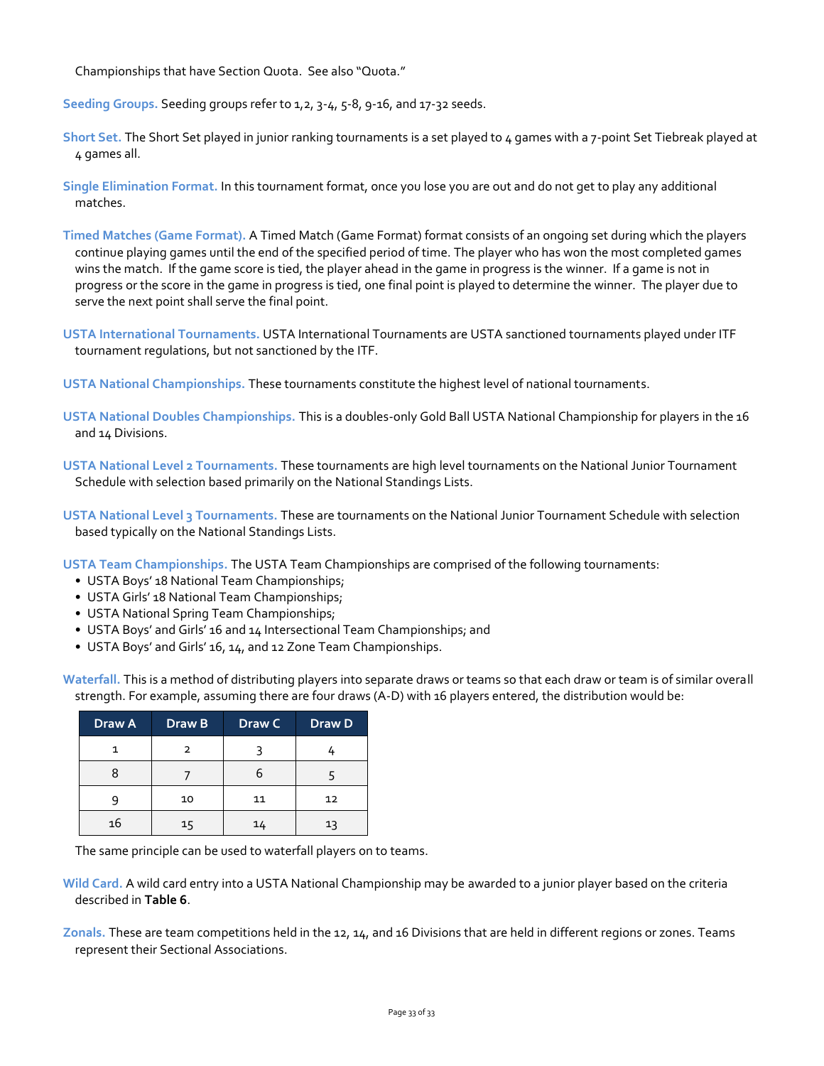Championships that have Section Quota. See also "Quota."

**Seeding Groups.** Seeding groups refer to 1,2, 3-4, 5-8, 9-16, and 17-32 seeds.

**Short Set.** The Short Set played in junior ranking tournaments is a set played to 4 games with a 7-point Set Tiebreak played at 4 games all.

**Single Elimination Format.** In this tournament format, once you lose you are out and do not get to play any additional matches.

**Timed Matches (Game Format).** A Timed Match (Game Format) format consists of an ongoing set during which the players continue playing games until the end of the specified period of time. The player who has won the most completed games wins the match. If the game score is tied, the player ahead in the game in progress is the winner. If a game is not in progress or the score in the game in progress is tied, one final point is played to determine the winner. The player due to serve the next point shall serve the final point.

**USTA International Tournaments.** USTA International Tournaments are USTA sanctioned tournaments played under ITF tournament regulations, but not sanctioned by the ITF.

**USTA National Championships.** These tournaments constitute the highest level of national tournaments.

**USTA National Doubles Championships.** This is a doubles-only Gold Ball USTA National Championship for players in the 16 and 14 Divisions.

**USTA National Level 2 Tournaments.** These tournaments are high level tournaments on the National Junior Tournament Schedule with selection based primarily on the National Standings Lists.

**USTA National Level 3 Tournaments.** These are tournaments on the National Junior Tournament Schedule with selection based typically on the National Standings Lists.

**USTA Team Championships.** The USTA Team Championships are comprised of the following tournaments:

- USTA Boys' 18 National Team Championships;
- USTA Girls' 18 National Team Championships;
- USTA National Spring Team Championships;
- USTA Boys' and Girls' 16 and 14 Intersectional Team Championships; and
- USTA Boys' and Girls' 16, 14, and 12 Zone Team Championships.

**Waterfall.** This is a method of distributing players into separate draws or teams so that each draw or team is of similar overall strength. For example, assuming there are four draws (A-D) with 16 players entered, the distribution would be:

| Draw A | Draw B | Draw C | Draw D |
|---|---|---|---|
| 1 | 2 | 3 | 4 |
| 8 | 7 | 6 | 5 |
| 9 | 10 | 11 | 12 |
| 16 | 15 | 14 | 13 |

The same principle can be used to waterfall players on to teams.

**Wild Card.** A wild card entry into a USTA National Championship may be awarded to a junior player based on the criteria described in **Table 6**.

**Zonals.** These are team competitions held in the 12, 14, and 16 Divisions that are held in different regions or zones. Teams represent their Sectional Associations.